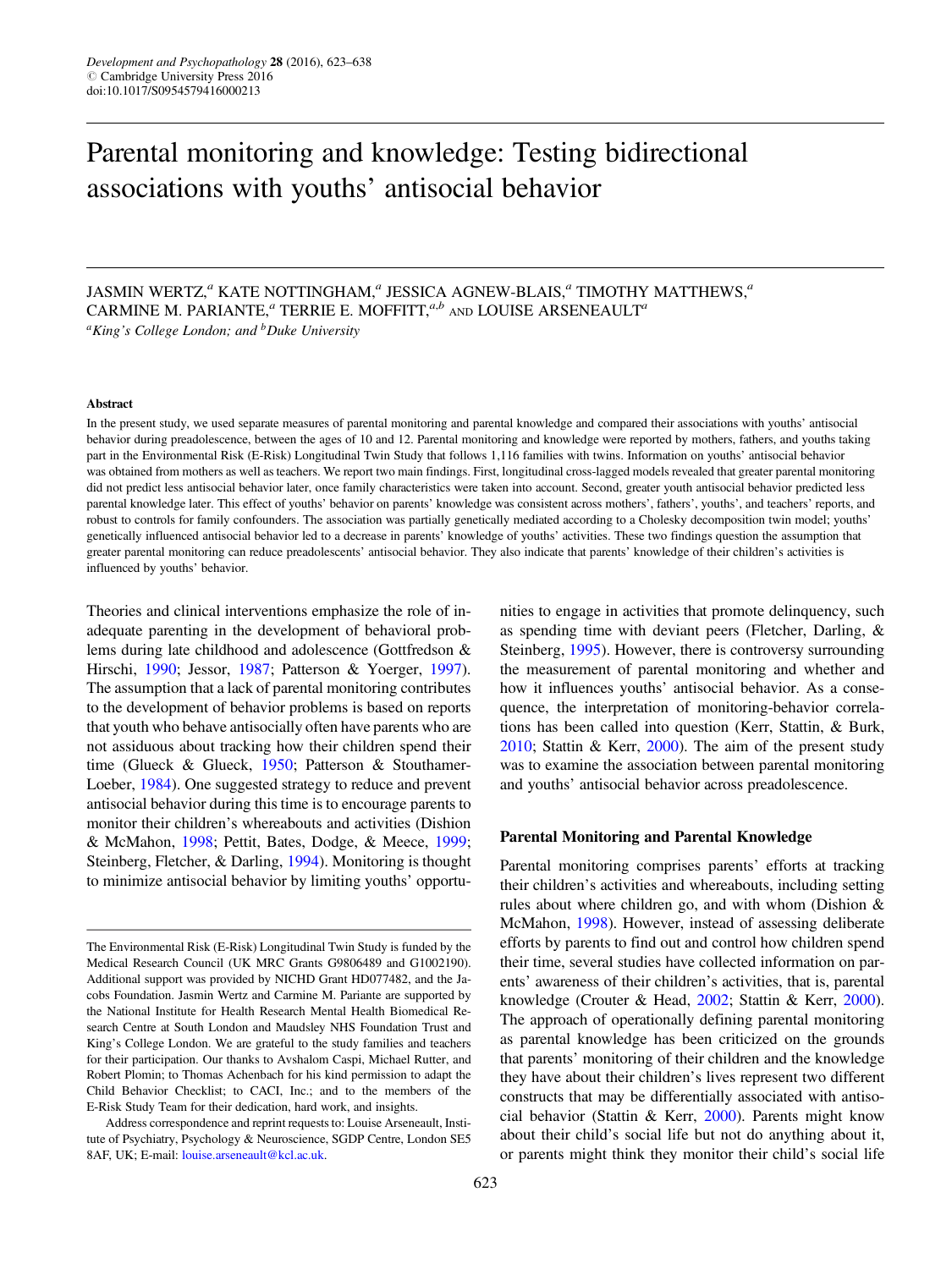# Parental monitoring and knowledge: Testing bidirectional associations with youths' antisocial behavior

JASMIN WERTZ,[a] KATE NOTTINGHAM,[a] JESSICA AGNEW-BLAIS,[a] TIMOTHY MATTHEWS,[a] CARMINE M. PARIANTE,[a] TERRIE E. MOFFITT,[a,b] AND LOUISE ARSENEAULT[a]

[a]*King's College London; and* [b]*Duke University*

#### Abstract

In the present study, we used separate measures of parental monitoring and parental knowledge and compared their associations with youths' antisocial behavior during preadolescence, between the ages of 10 and 12. Parental monitoring and knowledge were reported by mothers, fathers, and youths taking part in the Environmental Risk (E-Risk) Longitudinal Twin Study that follows 1,116 families with twins. Information on youths' antisocial behavior was obtained from mothers as well as teachers. We report two main findings. First, longitudinal cross-lagged models revealed that greater parental monitoring did not predict less antisocial behavior later, once family characteristics were taken into account. Second, greater youth antisocial behavior predicted less parental knowledge later. This effect of youths' behavior on parents' knowledge was consistent across mothers', fathers', youths', and teachers' reports, and robust to controls for family confounders. The association was partially genetically mediated according to a Cholesky decomposition twin model; youths' genetically influenced antisocial behavior led to a decrease in parents' knowledge of youths' activities. These two findings question the assumption that greater parental monitoring can reduce preadolescents' antisocial behavior. They also indicate that parents' knowledge of their children's activities is influenced by youths' behavior.

Theories and clinical interventions emphasize the role of inadequate parenting in the development of behavioral problems during late childhood and adolescence (Gottfredson & Hirschi, 1990; Jessor, 1987; Patterson & Yoerger, 1997). The assumption that a lack of parental monitoring contributes to the development of behavior problems is based on reports that youth who behave antisocially often have parents who are not assiduous about tracking how their children spend their time (Glueck & Glueck, 1950; Patterson & Stouthamer-Loeber, 1984). One suggested strategy to reduce and prevent antisocial behavior during this time is to encourage parents to monitor their children's whereabouts and activities (Dishion & McMahon, 1998; Pettit, Bates, Dodge, & Meece, 1999; Steinberg, Fletcher, & Darling, 1994). Monitoring is thought to minimize antisocial behavior by limiting youths' opportunities to engage in activities that promote delinquency, such as spending time with deviant peers (Fletcher, Darling, & Steinberg, 1995). However, there is controversy surrounding the measurement of parental monitoring and whether and how it influences youths' antisocial behavior. As a consequence, the interpretation of monitoring-behavior correlations has been called into question (Kerr, Stattin, & Burk, 2010; Stattin & Kerr, 2000). The aim of the present study was to examine the association between parental monitoring and youths' antisocial behavior across preadolescence.

## Parental Monitoring and Parental Knowledge

Parental monitoring comprises parents' efforts at tracking their children's activities and whereabouts, including setting rules about where children go, and with whom (Dishion & McMahon, 1998). However, instead of assessing deliberate efforts by parents to find out and control how children spend their time, several studies have collected information on parents' awareness of their children's activities, that is, parental knowledge (Crouter & Head, 2002; Stattin & Kerr, 2000). The approach of operationally defining parental monitoring as parental knowledge has been criticized on the grounds that parents' monitoring of their children and the knowledge they have about their children's lives represent two different constructs that may be differentially associated with antisocial behavior (Stattin & Kerr, 2000). Parents might know about their child's social life but not do anything about it, or parents might think they monitor their child's social life

The Environmental Risk (E-Risk) Longitudinal Twin Study is funded by the Medical Research Council (UK MRC Grants G9806489 and G1002190). Additional support was provided by NICHD Grant HD077482, and the Jacobs Foundation. Jasmin Wertz and Carmine M. Pariante are supported by the National Institute for Health Research Mental Health Biomedical Research Centre at South London and Maudsley NHS Foundation Trust and King's College London. We are grateful to the study families and teachers for their participation. Our thanks to Avshalom Caspi, Michael Rutter, and Robert Plomin; to Thomas Achenbach for his kind permission to adapt the Child Behavior Checklist; to CACI, Inc.; and to the members of the E-Risk Study Team for their dedication, hard work, and insights.

Address correspondence and reprint requests to: Louise Arseneault, Institute of Psychiatry, Psychology & Neuroscience, SGDP Centre, London SE5 8AF, UK; E-mail: louise.arseneault@kcl.ac.uk.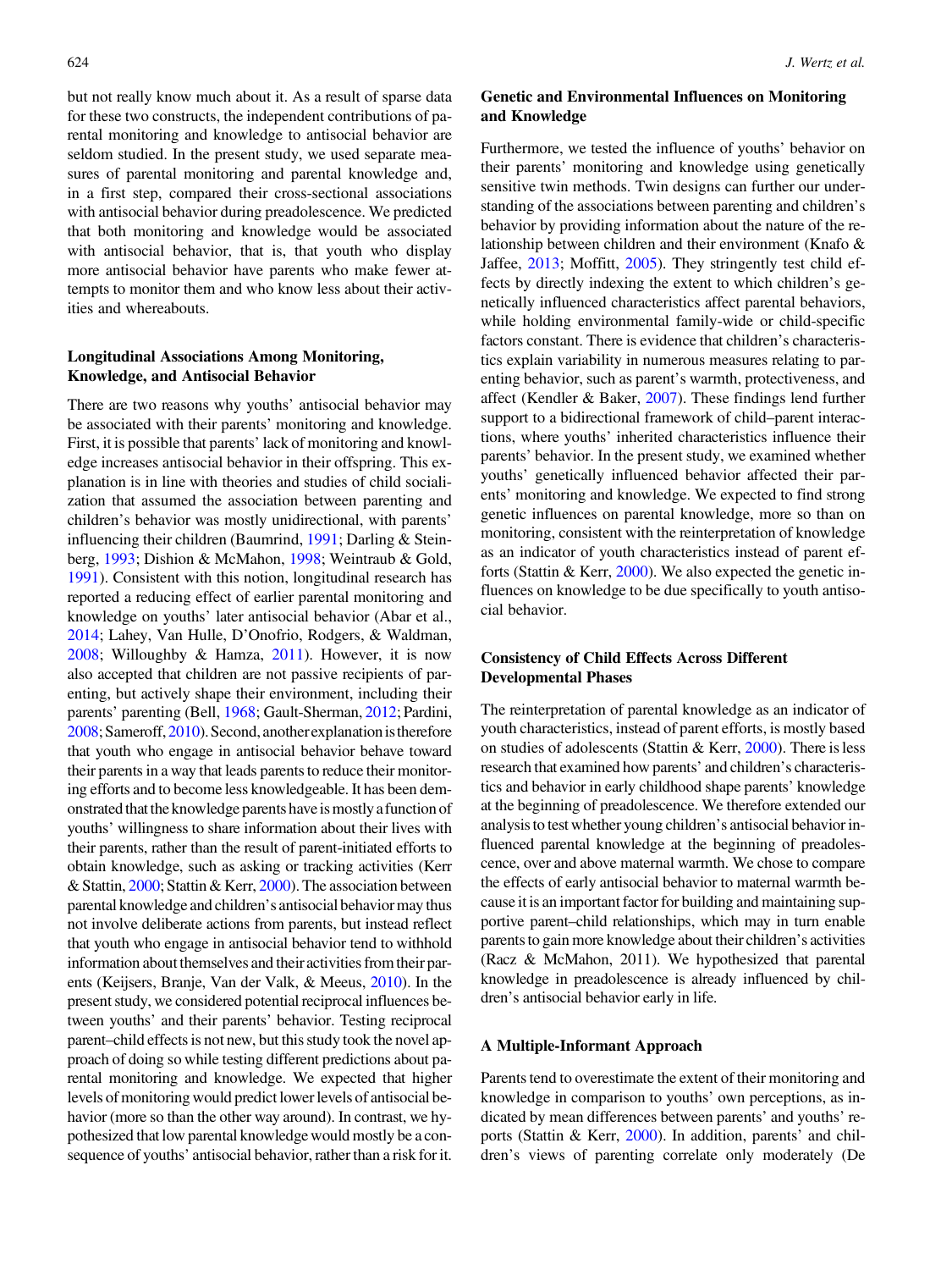but not really know much about it. As a result of sparse data for these two constructs, the independent contributions of parental monitoring and knowledge to antisocial behavior are seldom studied. In the present study, we used separate measures of parental monitoring and parental knowledge and, in a first step, compared their cross-sectional associations with antisocial behavior during preadolescence. We predicted that both monitoring and knowledge would be associated with antisocial behavior, that is, that youth who display more antisocial behavior have parents who make fewer attempts to monitor them and who know less about their activities and whereabouts.

### Longitudinal Associations Among Monitoring, Knowledge, and Antisocial Behavior

There are two reasons why youths' antisocial behavior may be associated with their parents' monitoring and knowledge. First, it is possible that parents' lack of monitoring and knowledge increases antisocial behavior in their offspring. This explanation is in line with theories and studies of child socialization that assumed the association between parenting and children's behavior was mostly unidirectional, with parents' influencing their children (Baumrind, 1991; Darling & Steinberg, 1993; Dishion & McMahon, 1998; Weintraub & Gold, 1991). Consistent with this notion, longitudinal research has reported a reducing effect of earlier parental monitoring and knowledge on youths' later antisocial behavior (Abar et al., 2014; Lahey, Van Hulle, D'Onofrio, Rodgers, & Waldman, 2008; Willoughby & Hamza, 2011). However, it is now also accepted that children are not passive recipients of parenting, but actively shape their environment, including their parents' parenting (Bell, 1968; Gault-Sherman, 2012; Pardini, 2008; Sameroff, 2010). Second, another explanation is therefore that youth who engage in antisocial behavior behave toward their parents in a way that leads parents to reduce their monitoring efforts and to become less knowledgeable. It has been demonstrated that the knowledge parents have is mostly a function of youths' willingness to share information about their lives with their parents, rather than the result of parent-initiated efforts to obtain knowledge, such as asking or tracking activities (Kerr & Stattin, 2000; Stattin & Kerr, 2000). The association between parental knowledge and children's antisocial behavior may thus not involve deliberate actions from parents, but instead reflect that youth who engage in antisocial behavior tend to withhold information about themselves and their activities from their parents (Keijsers, Branje, Van der Valk, & Meeus, 2010). In the present study, we considered potential reciprocal influences between youths' and their parents' behavior. Testing reciprocal parent–child effects is not new, but this study took the novel approach of doing so while testing different predictions about parental monitoring and knowledge. We expected that higher levels of monitoring would predict lower levels of antisocial behavior (more so than the other way around). In contrast, we hypothesized that low parental knowledge would mostly be a consequence of youths' antisocial behavior, rather than a risk for it.

### Genetic and Environmental Influences on Monitoring and Knowledge

Furthermore, we tested the influence of youths' behavior on their parents' monitoring and knowledge using genetically sensitive twin methods. Twin designs can further our understanding of the associations between parenting and children's behavior by providing information about the nature of the relationship between children and their environment (Knafo & Jaffee, 2013; Moffitt, 2005). They stringently test child effects by directly indexing the extent to which children's genetically influenced characteristics affect parental behaviors, while holding environmental family-wide or child-specific factors constant. There is evidence that children's characteristics explain variability in numerous measures relating to parenting behavior, such as parent's warmth, protectiveness, and affect (Kendler & Baker, 2007). These findings lend further support to a bidirectional framework of child–parent interactions, where youths' inherited characteristics influence their parents' behavior. In the present study, we examined whether youths' genetically influenced behavior affected their parents' monitoring and knowledge. We expected to find strong genetic influences on parental knowledge, more so than on monitoring, consistent with the reinterpretation of knowledge as an indicator of youth characteristics instead of parent efforts (Stattin & Kerr, 2000). We also expected the genetic influences on knowledge to be due specifically to youth antisocial behavior.

### Consistency of Child Effects Across Different Developmental Phases

The reinterpretation of parental knowledge as an indicator of youth characteristics, instead of parent efforts, is mostly based on studies of adolescents (Stattin & Kerr, 2000). There is less research that examined how parents' and children's characteristics and behavior in early childhood shape parents' knowledge at the beginning of preadolescence. We therefore extended our analysis to test whether young children's antisocial behavior influenced parental knowledge at the beginning of preadolescence, over and above maternal warmth. We chose to compare the effects of early antisocial behavior to maternal warmth because it is an important factor for building and maintaining supportive parent–child relationships, which may in turn enable parents to gain more knowledge about their children's activities (Racz & McMahon, 2011). We hypothesized that parental knowledge in preadolescence is already influenced by children's antisocial behavior early in life.

### A Multiple-Informant Approach

Parents tend to overestimate the extent of their monitoring and knowledge in comparison to youths' own perceptions, as indicated by mean differences between parents' and youths' reports (Stattin & Kerr, 2000). In addition, parents' and children's views of parenting correlate only moderately (De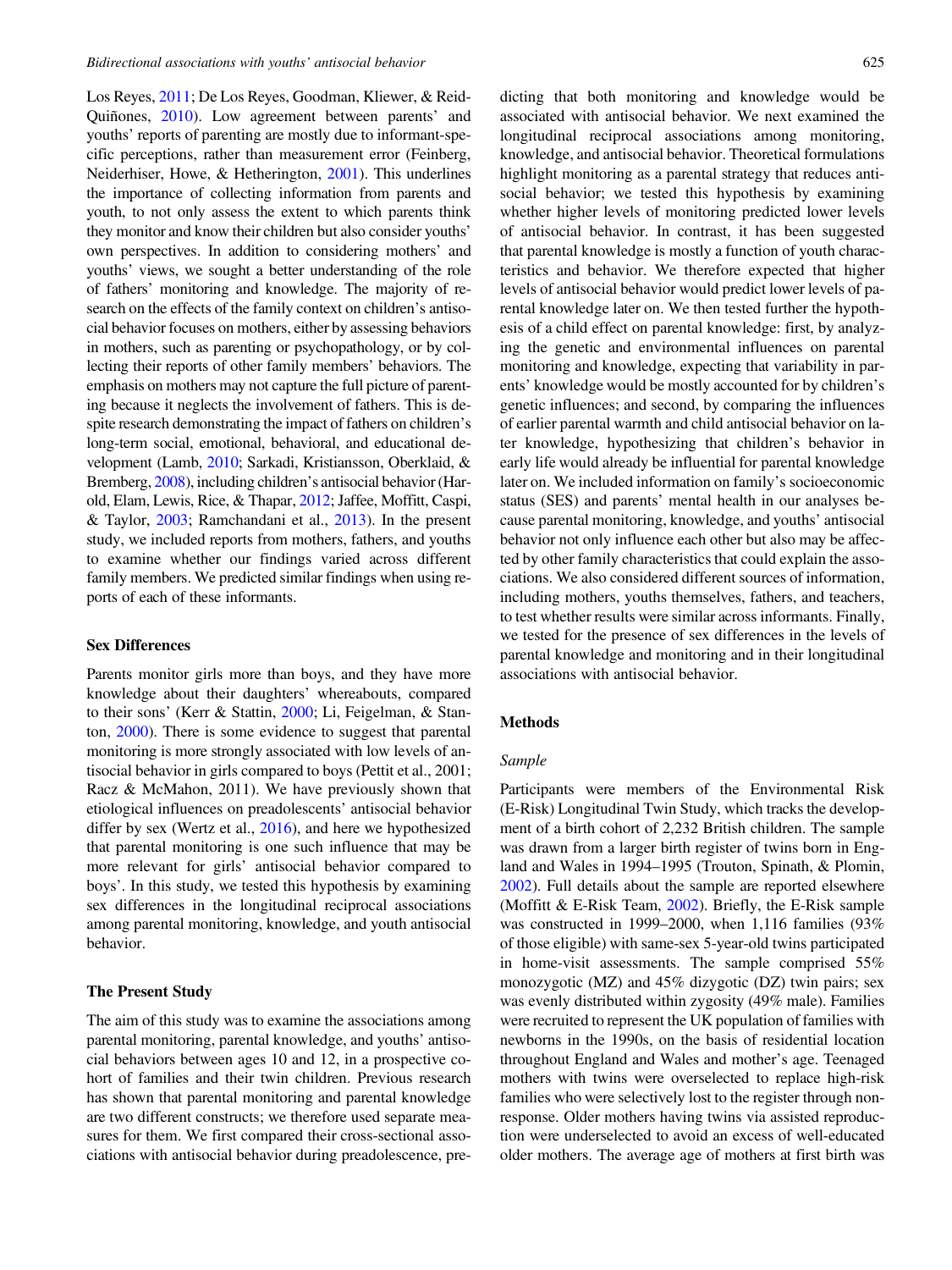Los Reyes, 2011; De Los Reyes, Goodman, Kliewer, & Reid-Quiñones, 2010). Low agreement between parents' and youths' reports of parenting are mostly due to informant-specific perceptions, rather than measurement error (Feinberg, Neiderhiser, Howe, & Hetherington, 2001). This underlines the importance of collecting information from parents and youth, to not only assess the extent to which parents think they monitor and know their children but also consider youths' own perspectives. In addition to considering mothers' and youths' views, we sought a better understanding of the role of fathers' monitoring and knowledge. The majority of research on the effects of the family context on children's antisocial behavior focuses on mothers, either by assessing behaviors in mothers, such as parenting or psychopathology, or by collecting their reports of other family members' behaviors. The emphasis on mothers may not capture the full picture of parenting because it neglects the involvement of fathers. This is despite research demonstrating the impact of fathers on children's long-term social, emotional, behavioral, and educational development (Lamb, 2010; Sarkadi, Kristiansson, Oberklaid, & Bremberg, 2008), including children's antisocial behavior (Harold, Elam, Lewis, Rice, & Thapar, 2012; Jaffee, Moffitt, Caspi, & Taylor, 2003; Ramchandani et al., 2013). In the present study, we included reports from mothers, fathers, and youths to examine whether our findings varied across different family members. We predicted similar findings when using reports of each of these informants.

### Sex Differences

Parents monitor girls more than boys, and they have more knowledge about their daughters' whereabouts, compared to their sons' (Kerr & Stattin, 2000; Li, Feigelman, & Stanton, 2000). There is some evidence to suggest that parental monitoring is more strongly associated with low levels of antisocial behavior in girls compared to boys (Pettit et al., 2001; Racz & McMahon, 2011). We have previously shown that etiological influences on preadolescents' antisocial behavior differ by sex (Wertz et al., 2016), and here we hypothesized that parental monitoring is one such influence that may be more relevant for girls' antisocial behavior compared to boys'. In this study, we tested this hypothesis by examining sex differences in the longitudinal reciprocal associations among parental monitoring, knowledge, and youth antisocial behavior.

### The Present Study

The aim of this study was to examine the associations among parental monitoring, parental knowledge, and youths' antisocial behaviors between ages 10 and 12, in a prospective cohort of families and their twin children. Previous research has shown that parental monitoring and parental knowledge are two different constructs; we therefore used separate measures for them. We first compared their cross-sectional associations with antisocial behavior during preadolescence, predicting that both monitoring and knowledge would be associated with antisocial behavior. We next examined the longitudinal reciprocal associations among monitoring, knowledge, and antisocial behavior. Theoretical formulations highlight monitoring as a parental strategy that reduces antisocial behavior; we tested this hypothesis by examining whether higher levels of monitoring predicted lower levels of antisocial behavior. In contrast, it has been suggested that parental knowledge is mostly a function of youth characteristics and behavior. We therefore expected that higher levels of antisocial behavior would predict lower levels of parental knowledge later on. We then tested further the hypothesis of a child effect on parental knowledge: first, by analyzing the genetic and environmental influences on parental monitoring and knowledge, expecting that variability in parents' knowledge would be mostly accounted for by children's genetic influences; and second, by comparing the influences of earlier parental warmth and child antisocial behavior on later knowledge, hypothesizing that children's behavior in early life would already be influential for parental knowledge later on. We included information on family's socioeconomic status (SES) and parents' mental health in our analyses because parental monitoring, knowledge, and youths' antisocial behavior not only influence each other but also may be affected by other family characteristics that could explain the associations. We also considered different sources of information, including mothers, youths themselves, fathers, and teachers, to test whether results were similar across informants. Finally, we tested for the presence of sex differences in the levels of parental knowledge and monitoring and in their longitudinal associations with antisocial behavior.

## Methods

### *Sample*

Participants were members of the Environmental Risk (E-Risk) Longitudinal Twin Study, which tracks the development of a birth cohort of 2,232 British children. The sample was drawn from a larger birth register of twins born in England and Wales in 1994–1995 (Trouton, Spinath, & Plomin, 2002). Full details about the sample are reported elsewhere (Moffitt & E-Risk Team, 2002). Briefly, the E-Risk sample was constructed in 1999–2000, when 1,116 families (93% of those eligible) with same-sex 5-year-old twins participated in home-visit assessments. The sample comprised 55% monozygotic (MZ) and 45% dizygotic (DZ) twin pairs; sex was evenly distributed within zygosity (49% male). Families were recruited to represent the UK population of families with newborns in the 1990s, on the basis of residential location throughout England and Wales and mother's age. Teenaged mothers with twins were overselected to replace high-risk families who were selectively lost to the register through nonresponse. Older mothers having twins via assisted reproduction were underselected to avoid an excess of well-educated older mothers. The average age of mothers at first birth was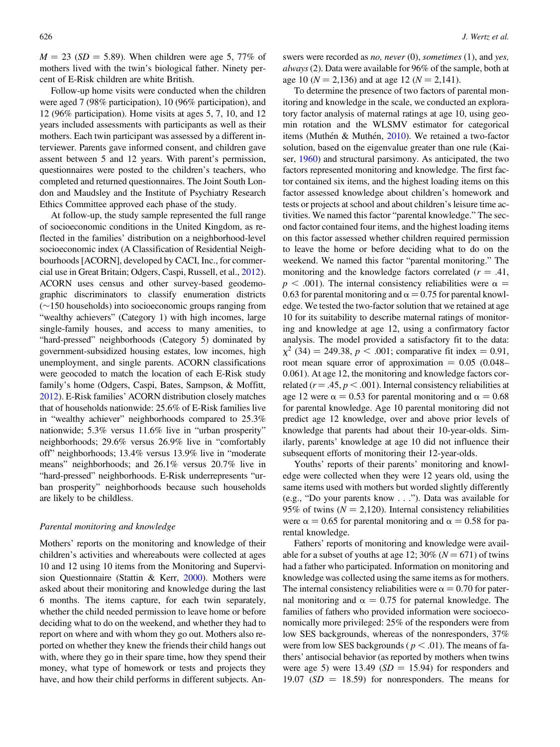$M = 23$ ($SD = 5.89$). When children were age 5, 77% of mothers lived with the twin's biological father. Ninety percent of E-Risk children are white British.

Follow-up home visits were conducted when the children were aged 7 (98% participation), 10 (96% participation), and 12 (96% participation). Home visits at ages 5, 7, 10, and 12 years included assessments with participants as well as their mothers. Each twin participant was assessed by a different interviewer. Parents gave informed consent, and children gave assent between 5 and 12 years. With parent's permission, questionnaires were posted to the children's teachers, who completed and returned questionnaires. The Joint South London and Maudsley and the Institute of Psychiatry Research Ethics Committee approved each phase of the study.

At follow-up, the study sample represented the full range of socioeconomic conditions in the United Kingdom, as reflected in the families' distribution on a neighborhood-level socioeconomic index (A Classification of Residential Neighbourhoods [ACORN], developed by CACI, Inc., for commercial use in Great Britain; Odgers, Caspi, Russell, et al., 2012). ACORN uses census and other survey-based geodemographic discriminators to classify enumeration districts (~150 households) into socioeconomic groups ranging from "wealthy achievers" (Category 1) with high incomes, large single-family houses, and access to many amenities, to "hard-pressed" neighborhoods (Category 5) dominated by government-subsidized housing estates, low incomes, high unemployment, and single parents. ACORN classifications were geocoded to match the location of each E-Risk study family's home (Odgers, Caspi, Bates, Sampson, & Moffitt, 2012). E-Risk families' ACORN distribution closely matches that of households nationwide: 25.6% of E-Risk families live in "wealthy achiever" neighborhoods compared to 25.3% nationwide; 5.3% versus 11.6% live in "urban prosperity" neighborhoods; 29.6% versus 26.9% live in "comfortably off" neighborhoods; 13.4% versus 13.9% live in "moderate means" neighborhoods; and 26.1% versus 20.7% live in "hard-pressed" neighborhoods. E-Risk underrepresents "urban prosperity" neighborhoods because such households are likely to be childless.

### *Parental monitoring and knowledge*

Mothers' reports on the monitoring and knowledge of their children's activities and whereabouts were collected at ages 10 and 12 using 10 items from the Monitoring and Supervision Questionnaire (Stattin & Kerr, 2000). Mothers were asked about their monitoring and knowledge during the last 6 months. The items capture, for each twin separately, whether the child needed permission to leave home or before deciding what to do on the weekend, and whether they had to report on where and with whom they go out. Mothers also reported on whether they knew the friends their child hangs out with, where they go in their spare time, how they spend their money, what type of homework or tests and projects they have, and how their child performs in different subjects. Answers were recorded as *no, never* (0), *sometimes* (1), and *yes, always* (2). Data were available for 96% of the sample, both at age 10 ($N = 2,136$) and at age 12 ($N = 2,141$).

To determine the presence of two factors of parental monitoring and knowledge in the scale, we conducted an exploratory factor analysis of maternal ratings at age 10, using geomin rotation and the WLSMV estimator for categorical items (Muthén & Muthén, 2010). We retained a two-factor solution, based on the eigenvalue greater than one rule (Kaiser, 1960) and structural parsimony. As anticipated, the two factors represented monitoring and knowledge. The first factor contained six items, and the highest loading items on this factor assessed knowledge about children's homework and tests or projects at school and about children's leisure time activities. We named this factor "parental knowledge." The second factor contained four items, and the highest loading items on this factor assessed whether children required permission to leave the home or before deciding what to do on the weekend. We named this factor "parental monitoring." The monitoring and the knowledge factors correlated ($r = .41$, $p < .001$). The internal consistency reliabilities were $\alpha = 0.63$ for parental monitoring and $\alpha = 0.75$ for parental knowledge. We tested the two-factor solution that we retained at age 10 for its suitability to describe maternal ratings of monitoring and knowledge at age 12, using a confirmatory factor analysis. The model provided a satisfactory fit to the data: $\chi^2$ (34) = 249.38, $p < .001$; comparative fit index = 0.91, root mean square error of approximation = 0.05 (0.048–0.061). At age 12, the monitoring and knowledge factors correlated ($r = .45$, $p < .001$). Internal consistency reliabilities at age 12 were $\alpha = 0.53$ for parental monitoring and $\alpha = 0.68$ for parental knowledge. Age 10 parental monitoring did not predict age 12 knowledge, over and above prior levels of knowledge that parents had about their 10-year-olds. Similarly, parents' knowledge at age 10 did not influence their subsequent efforts of monitoring their 12-year-olds.

Youths' reports of their parents' monitoring and knowledge were collected when they were 12 years old, using the same items used with mothers but worded slightly differently (e.g., "Do your parents know . . ."). Data was available for 95% of twins ($N = 2,120$). Internal consistency reliabilities were $\alpha = 0.65$ for parental monitoring and $\alpha = 0.58$ for parental knowledge.

Fathers' reports of monitoring and knowledge were available for a subset of youths at age 12; 30% ($N = 671$) of twins had a father who participated. Information on monitoring and knowledge was collected using the same items as for mothers. The internal consistency reliabilities were $\alpha = 0.70$ for paternal monitoring and $\alpha = 0.75$ for paternal knowledge. The families of fathers who provided information were socioeconomically more privileged: 25% of the responders were from low SES backgrounds, whereas of the nonresponders, 37% were from low SES backgrounds ($p < .01$). The means of fathers' antisocial behavior (as reported by mothers when twins were age 5) were 13.49 ($SD = 15.94$) for responders and 19.07 ($SD = 18.59$) for nonresponders. The means for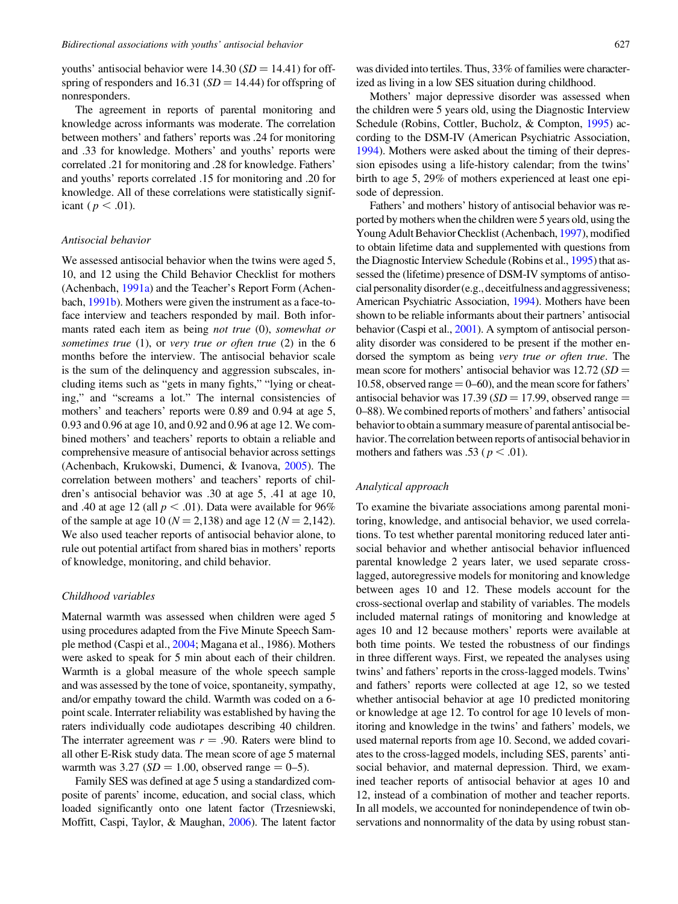youths' antisocial behavior were 14.30 ($SD = 14.41$) for offspring of responders and 16.31 ($SD = 14.44$) for offspring of nonresponders.

The agreement in reports of parental monitoring and knowledge across informants was moderate. The correlation between mothers' and fathers' reports was .24 for monitoring and .33 for knowledge. Mothers' and youths' reports were correlated .21 for monitoring and .28 for knowledge. Fathers' and youths' reports correlated .15 for monitoring and .20 for knowledge. All of these correlations were statistically significant ($p < .01$).

### Antisocial behavior

We assessed antisocial behavior when the twins were aged 5, 10, and 12 using the Child Behavior Checklist for mothers (Achenbach, 1991a) and the Teacher's Report Form (Achenbach, 1991b). Mothers were given the instrument as a face-to-face interview and teachers responded by mail. Both informants rated each item as being *not true* (0), *somewhat or sometimes true* (1), or *very true or often true* (2) in the 6 months before the interview. The antisocial behavior scale is the sum of the delinquency and aggression subscales, including items such as "gets in many fights," "lying or cheating," and "screams a lot." The internal consistencies of mothers' and teachers' reports were 0.89 and 0.94 at age 5, 0.93 and 0.96 at age 10, and 0.92 and 0.96 at age 12. We combined mothers' and teachers' reports to obtain a reliable and comprehensive measure of antisocial behavior across settings (Achenbach, Krukowski, Dumenci, & Ivanova, 2005). The correlation between mothers' and teachers' reports of children's antisocial behavior was .30 at age 5, .41 at age 10, and .40 at age 12 (all $p < .01$). Data were available for 96% of the sample at age 10 ($N = 2,138$) and age 12 ($N = 2,142$). We also used teacher reports of antisocial behavior alone, to rule out potential artifact from shared bias in mothers' reports of knowledge, monitoring, and child behavior.

### Childhood variables

Maternal warmth was assessed when children were aged 5 using procedures adapted from the Five Minute Speech Sample method (Caspi et al., 2004; Magana et al., 1986). Mothers were asked to speak for 5 min about each of their children. Warmth is a global measure of the whole speech sample and was assessed by the tone of voice, spontaneity, sympathy, and/or empathy toward the child. Warmth was coded on a 6-point scale. Interrater reliability was established by having the raters individually code audiotapes describing 40 children. The interrater agreement was $r = .90$. Raters were blind to all other E-Risk study data. The mean score of age 5 maternal warmth was 3.27 ($SD = 1.00$, observed range = 0–5).

Family SES was defined at age 5 using a standardized composite of parents' income, education, and social class, which loaded significantly onto one latent factor (Trzesniewski, Moffitt, Caspi, Taylor, & Maughan, 2006). The latent factor was divided into tertiles. Thus, 33% of families were characterized as living in a low SES situation during childhood.

Mothers' major depressive disorder was assessed when the children were 5 years old, using the Diagnostic Interview Schedule (Robins, Cottler, Bucholz, & Compton, 1995) according to the DSM-IV (American Psychiatric Association, 1994). Mothers were asked about the timing of their depression episodes using a life-history calendar; from the twins' birth to age 5, 29% of mothers experienced at least one episode of depression.

Fathers' and mothers' history of antisocial behavior was reported by mothers when the children were 5 years old, using the Young Adult Behavior Checklist (Achenbach, 1997), modified to obtain lifetime data and supplemented with questions from the Diagnostic Interview Schedule (Robins et al., 1995) that assessed the (lifetime) presence of DSM-IV symptoms of antisocial personality disorder (e.g., deceitfulness and aggressiveness; American Psychiatric Association, 1994). Mothers have been shown to be reliable informants about their partners' antisocial behavior (Caspi et al., 2001). A symptom of antisocial personality disorder was considered to be present if the mother endorsed the symptom as being *very true or often true*. The mean score for mothers' antisocial behavior was 12.72 ($SD = 10.58$, observed range = 0–60), and the mean score for fathers' antisocial behavior was 17.39 ($SD = 17.99$, observed range = 0–88). We combined reports of mothers' and fathers' antisocial behavior to obtain a summary measure of parental antisocial behavior. The correlation between reports of antisocial behavior in mothers and fathers was .53 ($p < .01$).

### Analytical approach

To examine the bivariate associations among parental monitoring, knowledge, and antisocial behavior, we used correlations. To test whether parental monitoring reduced later antisocial behavior and whether antisocial behavior influenced parental knowledge 2 years later, we used separate cross-lagged, autoregressive models for monitoring and knowledge between ages 10 and 12. These models account for the cross-sectional overlap and stability of variables. The models included maternal ratings of monitoring and knowledge at ages 10 and 12 because mothers' reports were available at both time points. We tested the robustness of our findings in three different ways. First, we repeated the analyses using twins' and fathers' reports in the cross-lagged models. Twins' and fathers' reports were collected at age 12, so we tested whether antisocial behavior at age 10 predicted monitoring or knowledge at age 12. To control for age 10 levels of monitoring and knowledge in the twins' and fathers' models, we used maternal reports from age 10. Second, we added covariates to the cross-lagged models, including SES, parents' antisocial behavior, and maternal depression. Third, we examined teacher reports of antisocial behavior at ages 10 and 12, instead of a combination of mother and teacher reports. In all models, we accounted for nonindependence of twin observations and nonnormality of the data by using robust stan-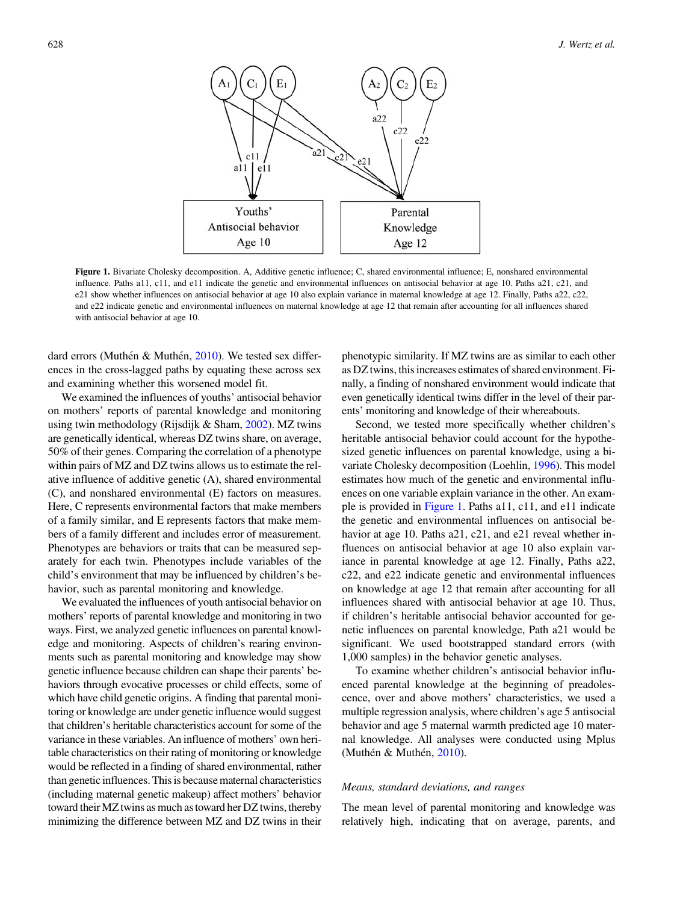**Figure 1.** Bivariate Cholesky decomposition. A, Additive genetic influence; C, shared environmental influence; E, nonshared environmental influence. Paths a11, c11, and e11 indicate the genetic and environmental influences on antisocial behavior at age 10. Paths a21, c21, and e21 show whether influences on antisocial behavior at age 10 also explain variance in maternal knowledge at age 12. Finally, Paths a22, c22, and e22 indicate genetic and environmental influences on maternal knowledge at age 12 that remain after accounting for all influences shared with antisocial behavior at age 10.

dard errors (Muthén & Muthén, 2010). We tested sex differences in the cross-lagged paths by equating these across sex and examining whether this worsened model fit.

We examined the influences of youths' antisocial behavior on mothers' reports of parental knowledge and monitoring using twin methodology (Rijsdijk & Sham, 2002). MZ twins are genetically identical, whereas DZ twins share, on average, 50% of their genes. Comparing the correlation of a phenotype within pairs of MZ and DZ twins allows us to estimate the relative influence of additive genetic (A), shared environmental (C), and nonshared environmental (E) factors on measures. Here, C represents environmental factors that make members of a family similar, and E represents factors that make members of a family different and includes error of measurement. Phenotypes are behaviors or traits that can be measured separately for each twin. Phenotypes include variables of the child's environment that may be influenced by children's behavior, such as parental monitoring and knowledge.

We evaluated the influences of youth antisocial behavior on mothers' reports of parental knowledge and monitoring in two ways. First, we analyzed genetic influences on parental knowledge and monitoring. Aspects of children's rearing environments such as parental monitoring and knowledge may show genetic influence because children can shape their parents' behaviors through evocative processes or child effects, some of which have child genetic origins. A finding that parental monitoring or knowledge are under genetic influence would suggest that children's heritable characteristics account for some of the variance in these variables. An influence of mothers' own heritable characteristics on their rating of monitoring or knowledge would be reflected in a finding of shared environmental, rather than genetic influences. This is because maternal characteristics (including maternal genetic makeup) affect mothers' behavior toward their MZ twins as much as toward her DZ twins, thereby minimizing the difference between MZ and DZ twins in their phenotypic similarity. If MZ twins are as similar to each other as DZ twins, this increases estimates of shared environment. Finally, a finding of nonshared environment would indicate that even genetically identical twins differ in the level of their parents' monitoring and knowledge of their whereabouts.

Second, we tested more specifically whether children's heritable antisocial behavior could account for the hypothesized genetic influences on parental knowledge, using a bivariate Cholesky decomposition (Loehlin, 1996). This model estimates how much of the genetic and environmental influences on one variable explain variance in the other. An example is provided in Figure 1. Paths a11, c11, and e11 indicate the genetic and environmental influences on antisocial behavior at age 10. Paths a21, c21, and e21 reveal whether influences on antisocial behavior at age 10 also explain variance in parental knowledge at age 12. Finally, Paths a22, c22, and e22 indicate genetic and environmental influences on knowledge at age 12 that remain after accounting for all influences shared with antisocial behavior at age 10. Thus, if children's heritable antisocial behavior accounted for genetic influences on parental knowledge, Path a21 would be significant. We used bootstrapped standard errors (with 1,000 samples) in the behavior genetic analyses.

To examine whether children's antisocial behavior influenced parental knowledge at the beginning of preadolescence, over and above mothers' characteristics, we used a multiple regression analysis, where children's age 5 antisocial behavior and age 5 maternal warmth predicted age 10 maternal knowledge. All analyses were conducted using Mplus (Muthén & Muthén, 2010).

### *Means, standard deviations, and ranges*

The mean level of parental monitoring and knowledge was relatively high, indicating that on average, parents, and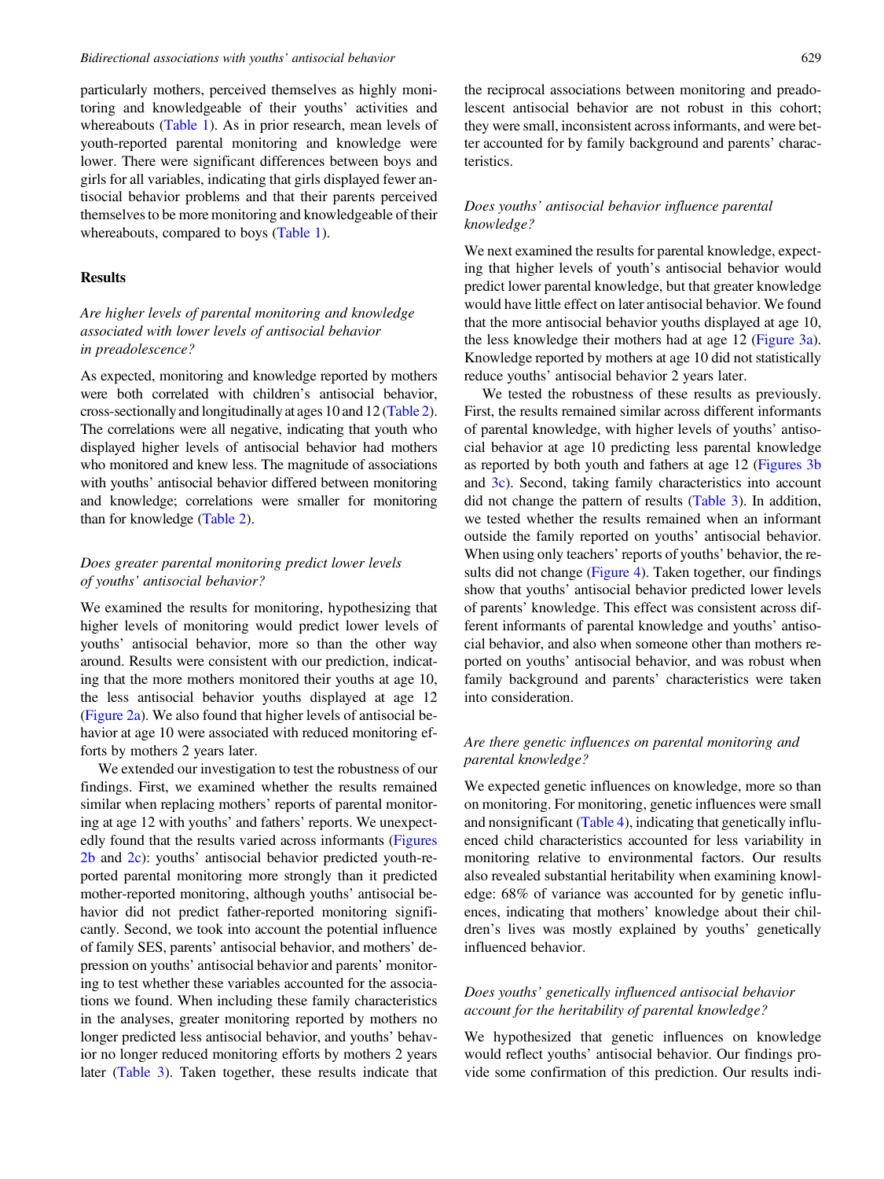particularly mothers, perceived themselves as highly monitoring and knowledgeable of their youths' activities and whereabouts (Table 1). As in prior research, mean levels of youth-reported parental monitoring and knowledge were lower. There were significant differences between boys and girls for all variables, indicating that girls displayed fewer antisocial behavior problems and that their parents perceived themselves to be more monitoring and knowledgeable of their whereabouts, compared to boys (Table 1).

## Results

### *Are higher levels of parental monitoring and knowledge associated with lower levels of antisocial behavior in preadolescence?*

As expected, monitoring and knowledge reported by mothers were both correlated with children's antisocial behavior, cross-sectionally and longitudinally at ages 10 and 12 (Table 2). The correlations were all negative, indicating that youth who displayed higher levels of antisocial behavior had mothers who monitored and knew less. The magnitude of associations with youths' antisocial behavior differed between monitoring and knowledge; correlations were smaller for monitoring than for knowledge (Table 2).

### *Does greater parental monitoring predict lower levels of youths' antisocial behavior?*

We examined the results for monitoring, hypothesizing that higher levels of monitoring would predict lower levels of youths' antisocial behavior, more so than the other way around. Results were consistent with our prediction, indicating that the more mothers monitored their youths at age 10, the less antisocial behavior youths displayed at age 12 (Figure 2a). We also found that higher levels of antisocial behavior at age 10 were associated with reduced monitoring efforts by mothers 2 years later.

We extended our investigation to test the robustness of our findings. First, we examined whether the results remained similar when replacing mothers' reports of parental monitoring at age 12 with youths' and fathers' reports. We unexpectedly found that the results varied across informants (Figures 2b and 2c): youths' antisocial behavior predicted youth-reported parental monitoring more strongly than it predicted mother-reported monitoring, although youths' antisocial behavior did not predict father-reported monitoring significantly. Second, we took into account the potential influence of family SES, parents' antisocial behavior, and mothers' depression on youths' antisocial behavior and parents' monitoring to test whether these variables accounted for the associations we found. When including these family characteristics in the analyses, greater monitoring reported by mothers no longer predicted less antisocial behavior, and youths' behavior no longer reduced monitoring efforts by mothers 2 years later (Table 3). Taken together, these results indicate that the reciprocal associations between monitoring and preadolescent antisocial behavior are not robust in this cohort; they were small, inconsistent across informants, and were better accounted for by family background and parents' characteristics.

### *Does youths' antisocial behavior influence parental knowledge?*

We next examined the results for parental knowledge, expecting that higher levels of youth's antisocial behavior would predict lower parental knowledge, but that greater knowledge would have little effect on later antisocial behavior. We found that the more antisocial behavior youths displayed at age 10, the less knowledge their mothers had at age 12 (Figure 3a). Knowledge reported by mothers at age 10 did not statistically reduce youths' antisocial behavior 2 years later.

We tested the robustness of these results as previously. First, the results remained similar across different informants of parental knowledge, with higher levels of youths' antisocial behavior at age 10 predicting less parental knowledge as reported by both youth and fathers at age 12 (Figures 3b and 3c). Second, taking family characteristics into account did not change the pattern of results (Table 3). In addition, we tested whether the results remained when an informant outside the family reported on youths' antisocial behavior. When using only teachers' reports of youths' behavior, the results did not change (Figure 4). Taken together, our findings show that youths' antisocial behavior predicted lower levels of parents' knowledge. This effect was consistent across different informants of parental knowledge and youths' antisocial behavior, and also when someone other than mothers reported on youths' antisocial behavior, and was robust when family background and parents' characteristics were taken into consideration.

### *Are there genetic influences on parental monitoring and parental knowledge?*

We expected genetic influences on knowledge, more so than on monitoring. For monitoring, genetic influences were small and nonsignificant (Table 4), indicating that genetically influenced child characteristics accounted for less variability in monitoring relative to environmental factors. Our results also revealed substantial heritability when examining knowledge: 68% of variance was accounted for by genetic influences, indicating that mothers' knowledge about their children's lives was mostly explained by youths' genetically influenced behavior.

### *Does youths' genetically influenced antisocial behavior account for the heritability of parental knowledge?*

We hypothesized that genetic influences on knowledge would reflect youths' antisocial behavior. Our findings provide some confirmation of this prediction. Our results indi-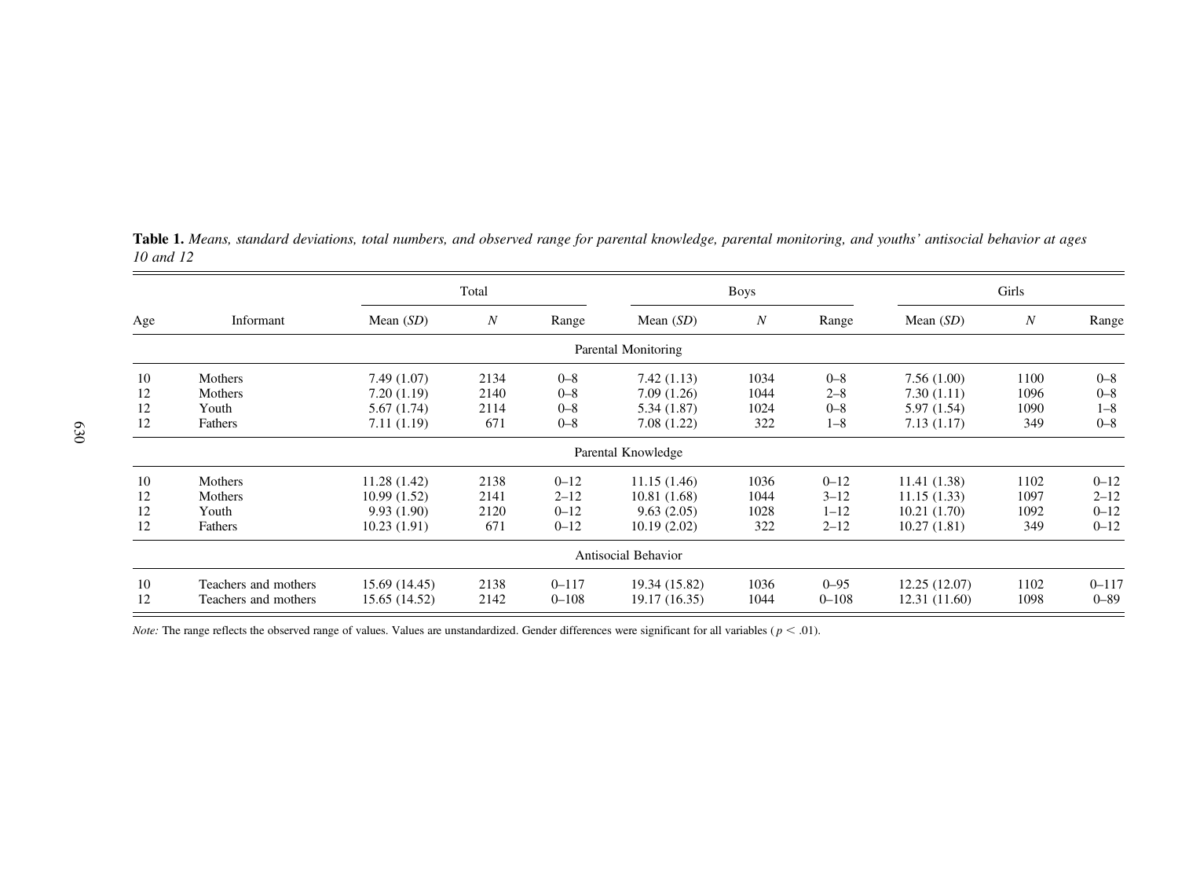**Table 1.** *Means, standard deviations, total numbers, and observed range for parental knowledge, parental monitoring, and youths' antisocial behavior at ages 10 and 12*

| Age | Informant | Total | | | Boys | | | Girls | | |
|---|---|---|---|---|---|---|---|---|---|---|
| | | Mean (*SD*) | *N* | Range | Mean (*SD*) | *N* | Range | Mean (*SD*) | *N* | Range |
| **Parental Monitoring** | | | | | | | | | | |
| 10 | Mothers | 7.49 (1.07) | 2134 | 0–8 | 7.42 (1.13) | 1034 | 0–8 | 7.56 (1.00) | 1100 | 0–8 |
| 12 | Mothers | 7.20 (1.19) | 2140 | 0–8 | 7.09 (1.26) | 1044 | 2–8 | 7.30 (1.11) | 1096 | 0–8 |
| 12 | Youth | 5.67 (1.74) | 2114 | 0–8 | 5.34 (1.87) | 1024 | 0–8 | 5.97 (1.54) | 1090 | 1–8 |
| 12 | Fathers | 7.11 (1.19) | 671 | 0–8 | 7.08 (1.22) | 322 | 1–8 | 7.13 (1.17) | 349 | 0–8 |
| **Parental Knowledge** | | | | | | | | | | |
| 10 | Mothers | 11.28 (1.42) | 2138 | 0–12 | 11.15 (1.46) | 1036 | 0–12 | 11.41 (1.38) | 1102 | 0–12 |
| 12 | Mothers | 10.99 (1.52) | 2141 | 2–12 | 10.81 (1.68) | 1044 | 3–12 | 11.15 (1.33) | 1097 | 2–12 |
| 12 | Youth | 9.93 (1.90) | 2120 | 0–12 | 9.63 (2.05) | 1028 | 1–12 | 10.21 (1.70) | 1092 | 0–12 |
| 12 | Fathers | 10.23 (1.91) | 671 | 0–12 | 10.19 (2.02) | 322 | 2–12 | 10.27 (1.81) | 349 | 0–12 |
| **Antisocial Behavior** | | | | | | | | | | |
| 10 | Teachers and mothers | 15.69 (14.45) | 2138 | 0–117 | 19.34 (15.82) | 1036 | 0–95 | 12.25 (12.07) | 1102 | 0–117 |
| 12 | Teachers and mothers | 15.65 (14.52) | 2142 | 0–108 | 19.17 (16.35) | 1044 | 0–108 | 12.31 (11.60) | 1098 | 0–89 |

*Note:* The range reflects the observed range of values. Values are unstandardized. Gender differences were significant for all variables ($p < .01$).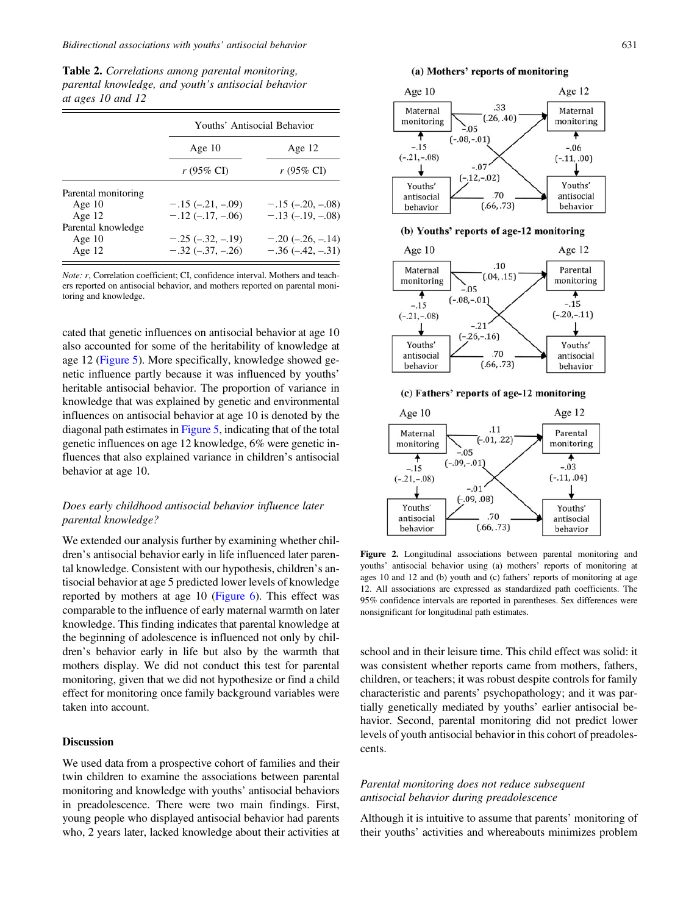**Table 2.** *Correlations among parental monitoring, parental knowledge, and youth's antisocial behavior at ages 10 and 12*

| | Youths' Antisocial Behavior | |
|---|---|---|
| | Age 10 | Age 12 |
| | *r* (95% CI) | *r* (95% CI) |
| Parental monitoring | | |
| Age 10 | −.15 (−.21, −.09) | −.15 (−.20, −.08) |
| Age 12 | −.12 (−.17, −.06) | −.13 (−.19, −.08) |
| Parental knowledge | | |
| Age 10 | −.25 (−.32, −.19) | −.20 (−.26, −.14) |
| Age 12 | −.32 (−.37, −.26) | −.36 (−.42, −.31) |

*Note: r*, Correlation coefficient; CI, confidence interval. Mothers and teachers reported on antisocial behavior, and mothers reported on parental monitoring and knowledge.

cated that genetic influences on antisocial behavior at age 10 also accounted for some of the heritability of knowledge at age 12 (Figure 5). More specifically, knowledge showed genetic influence partly because it was influenced by youths' heritable antisocial behavior. The proportion of variance in knowledge that was explained by genetic and environmental influences on antisocial behavior at age 10 is denoted by the diagonal path estimates in Figure 5, indicating that of the total genetic influences on age 12 knowledge, 6% were genetic influences that also explained variance in children's antisocial behavior at age 10.

### *Does early childhood antisocial behavior influence later parental knowledge?*

We extended our analysis further by examining whether children's antisocial behavior early in life influenced later parental knowledge. Consistent with our hypothesis, children's antisocial behavior at age 5 predicted lower levels of knowledge reported by mothers at age 10 (Figure 6). This effect was comparable to the influence of early maternal warmth on later knowledge. This finding indicates that parental knowledge at the beginning of adolescence is influenced not only by children's behavior early in life but also by the warmth that mothers display. We did not conduct this test for parental monitoring, given that we did not hypothesize or find a child effect for monitoring once family background variables were taken into account.

## Discussion

We used data from a prospective cohort of families and their twin children to examine the associations between parental monitoring and knowledge with youths' antisocial behaviors in preadolescence. There were two main findings. First, young people who displayed antisocial behavior had parents who, 2 years later, lacked knowledge about their activities at

**(a) Mothers' reports of monitoring**

| Path | Estimate (95% CI) |
|---|---|
| Maternal monitoring Age 10 → Maternal monitoring Age 12 | .33 (.26, .40) |
| Maternal monitoring Age 10 → Youths' antisocial behavior Age 12 | −.05 (−.08, −.01) |
| Youths' antisocial behavior Age 10 → Maternal monitoring Age 12 | −.07 (−.12, −.02) |
| Youths' antisocial behavior Age 10 → Youths' antisocial behavior Age 12 | .70 (.66, .73) |
| Age 10 correlation | −.15 (−.21, −.08) |
| Age 12 correlation | −.06 (−.11, .00) |

**(b) Youths' reports of age-12 monitoring**

| Path | Estimate (95% CI) |
|---|---|
| Maternal monitoring Age 10 → Parental monitoring Age 12 | .10 (.04, .15) |
| Maternal monitoring Age 10 → Youths' antisocial behavior Age 12 | −.05 (−.08, −.01) |
| Youths' antisocial behavior Age 10 → Parental monitoring Age 12 | −.21 (−.26, −.16) |
| Youths' antisocial behavior Age 10 → Youths' antisocial behavior Age 12 | .70 (.66, .73) |
| Age 10 correlation | −.15 (−.21, −.08) |
| Age 12 correlation | −.15 (−.20, −.11) |

**(c) Fathers' reports of age-12 monitoring**

| Path | Estimate (95% CI) |
|---|---|
| Maternal monitoring Age 10 → Parental monitoring Age 12 | .11 (−.01, .22) |
| Maternal monitoring Age 10 → Youths' antisocial behavior Age 12 | −.05 (−.09, −.01) |
| Youths' antisocial behavior Age 10 → Parental monitoring Age 12 | −.01 (−.09, .08) |
| Youths' antisocial behavior Age 10 → Youths' antisocial behavior Age 12 | .70 (.66, .73) |
| Age 10 correlation | −.15 (−.21, −.08) |
| Age 12 correlation | −.03 (−.11, .04) |

**Figure 2.** Longitudinal associations between parental monitoring and youths' antisocial behavior using (a) mothers' reports of monitoring at ages 10 and 12 and (b) youth and (c) fathers' reports of monitoring at age 12. All associations are expressed as standardized path coefficients. The 95% confidence intervals are reported in parentheses. Sex differences were nonsignificant for longitudinal path estimates.

school and in their leisure time. This child effect was solid: it was consistent whether reports came from mothers, fathers, children, or teachers; it was robust despite controls for family characteristic and parents' psychopathology; and it was partially genetically mediated by youths' earlier antisocial behavior. Second, parental monitoring did not predict lower levels of youth antisocial behavior in this cohort of preadolescents.

### *Parental monitoring does not reduce subsequent antisocial behavior during preadolescence*

Although it is intuitive to assume that parents' monitoring of their youths' activities and whereabouts minimizes problem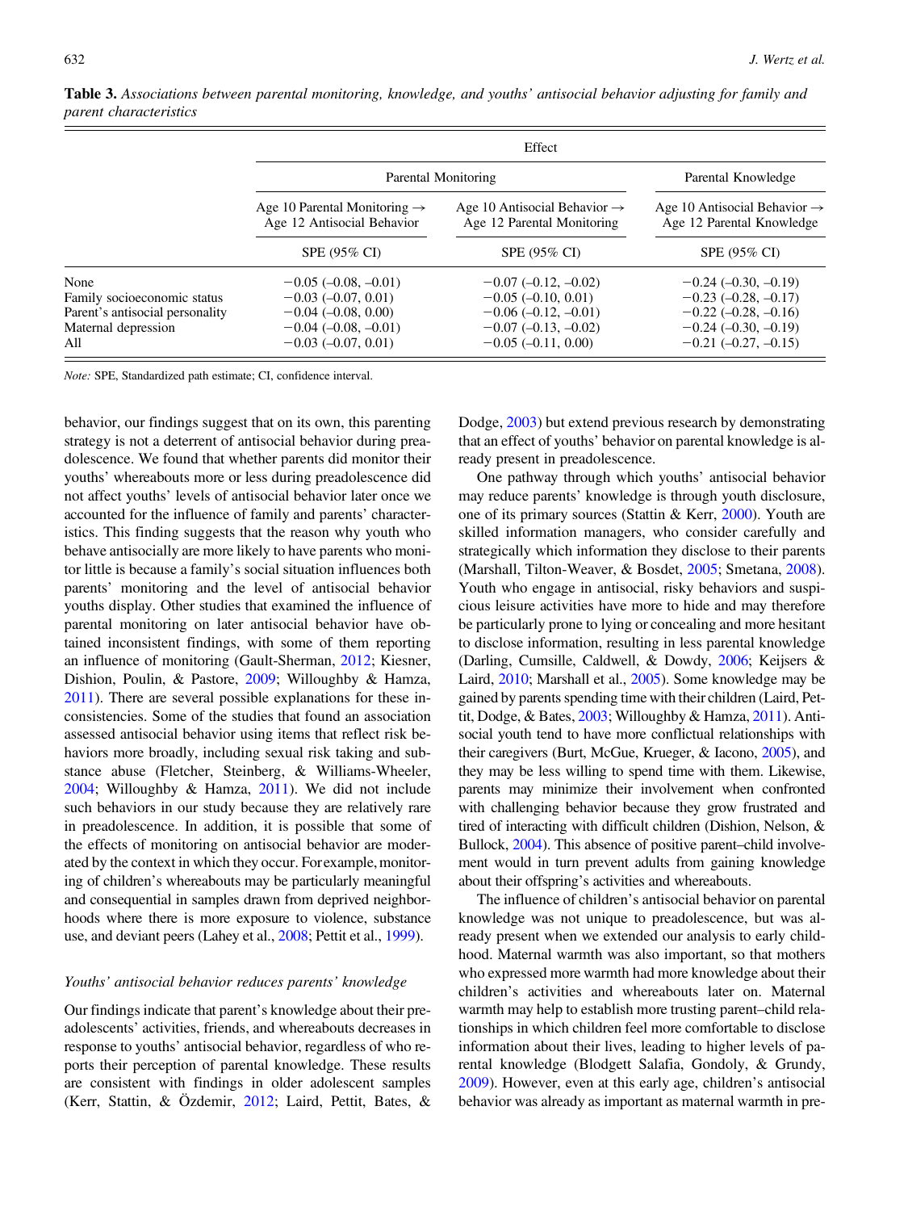**Table 3.** *Associations between parental monitoring, knowledge, and youths' antisocial behavior adjusting for family and parent characteristics*

| | Effect | | |
|---|---|---|---|
| | Parental Monitoring | | Parental Knowledge |
| | Age 10 Parental Monitoring → Age 12 Antisocial Behavior | Age 10 Antisocial Behavior → Age 12 Parental Monitoring | Age 10 Antisocial Behavior → Age 12 Parental Knowledge |
| | SPE (95% CI) | SPE (95% CI) | SPE (95% CI) |
| None | −0.05 (–0.08, –0.01) | −0.07 (–0.12, –0.02) | −0.24 (–0.30, –0.19) |
| Family socioeconomic status | −0.03 (–0.07, 0.01) | −0.05 (–0.10, 0.01) | −0.23 (–0.28, –0.17) |
| Parent's antisocial personality | −0.04 (–0.08, 0.00) | −0.06 (–0.12, –0.01) | −0.22 (–0.28, –0.16) |
| Maternal depression | −0.04 (–0.08, –0.01) | −0.07 (–0.13, –0.02) | −0.24 (–0.30, –0.19) |
| All | −0.03 (–0.07, 0.01) | −0.05 (–0.11, 0.00) | −0.21 (–0.27, –0.15) |

*Note:* SPE, Standardized path estimate; CI, confidence interval.

behavior, our findings suggest that on its own, this parenting strategy is not a deterrent of antisocial behavior during preadolescence. We found that whether parents did monitor their youths' whereabouts more or less during preadolescence did not affect youths' levels of antisocial behavior later once we accounted for the influence of family and parents' characteristics. This finding suggests that the reason why youth who behave antisocially are more likely to have parents who monitor little is because a family's social situation influences both parents' monitoring and the level of antisocial behavior youths display. Other studies that examined the influence of parental monitoring on later antisocial behavior have obtained inconsistent findings, with some of them reporting an influence of monitoring (Gault-Sherman, 2012; Kiesner, Dishion, Poulin, & Pastore, 2009; Willoughby & Hamza, 2011). There are several possible explanations for these inconsistencies. Some of the studies that found an association assessed antisocial behavior using items that reflect risk behaviors more broadly, including sexual risk taking and substance abuse (Fletcher, Steinberg, & Williams-Wheeler, 2004; Willoughby & Hamza, 2011). We did not include such behaviors in our study because they are relatively rare in preadolescence. In addition, it is possible that some of the effects of monitoring on antisocial behavior are moderated by the context in which they occur. For example, monitoring of children's whereabouts may be particularly meaningful and consequential in samples drawn from deprived neighborhoods where there is more exposure to violence, substance use, and deviant peers (Lahey et al., 2008; Pettit et al., 1999).

### *Youths' antisocial behavior reduces parents' knowledge*

Our findings indicate that parent's knowledge about their preadolescents' activities, friends, and whereabouts decreases in response to youths' antisocial behavior, regardless of who reports their perception of parental knowledge. These results are consistent with findings in older adolescent samples (Kerr, Stattin, & Özdemir, 2012; Laird, Pettit, Bates, & Dodge, 2003) but extend previous research by demonstrating that an effect of youths' behavior on parental knowledge is already present in preadolescence.

One pathway through which youths' antisocial behavior may reduce parents' knowledge is through youth disclosure, one of its primary sources (Stattin & Kerr, 2000). Youth are skilled information managers, who consider carefully and strategically which information they disclose to their parents (Marshall, Tilton-Weaver, & Bosdet, 2005; Smetana, 2008). Youth who engage in antisocial, risky behaviors and suspicious leisure activities have more to hide and may therefore be particularly prone to lying or concealing and more hesitant to disclose information, resulting in less parental knowledge (Darling, Cumsille, Caldwell, & Dowdy, 2006; Keijsers & Laird, 2010; Marshall et al., 2005). Some knowledge may be gained by parents spending time with their children (Laird, Pettit, Dodge, & Bates, 2003; Willoughby & Hamza, 2011). Antisocial youth tend to have more conflictual relationships with their caregivers (Burt, McGue, Krueger, & Iacono, 2005), and they may be less willing to spend time with them. Likewise, parents may minimize their involvement when confronted with challenging behavior because they grow frustrated and tired of interacting with difficult children (Dishion, Nelson, & Bullock, 2004). This absence of positive parent–child involvement would in turn prevent adults from gaining knowledge about their offspring's activities and whereabouts.

The influence of children's antisocial behavior on parental knowledge was not unique to preadolescence, but was already present when we extended our analysis to early childhood. Maternal warmth was also important, so that mothers who expressed more warmth had more knowledge about their children's activities and whereabouts later on. Maternal warmth may help to establish more trusting parent–child relationships in which children feel more comfortable to disclose information about their lives, leading to higher levels of parental knowledge (Blodgett Salafia, Gondoly, & Grundy, 2009). However, even at this early age, children's antisocial behavior was already as important as maternal warmth in pre-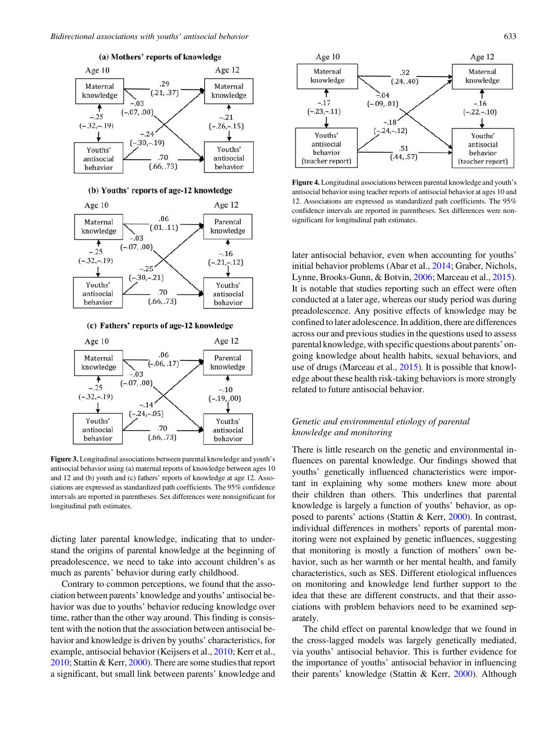Figure 3. Longitudinal associations between parental knowledge and youth's antisocial behavior using (a) maternal reports of knowledge between ages 10 and 12 and (b) youth and (c) fathers' reports of knowledge at age 12. Associations are expressed as standardized path coefficients. The 95% confidence intervals are reported in parentheses. Sex differences were nonsignificant for longitudinal path estimates.

Figure 4. Longitudinal associations between parental knowledge and youth's antisocial behavior using teacher reports of antisocial behavior at ages 10 and 12. Associations are expressed as standardized path coefficients. The 95% confidence intervals are reported in parentheses. Sex differences were nonsignificant for longitudinal path estimates.

dicting later parental knowledge, indicating that to understand the origins of parental knowledge at the beginning of preadolescence, we need to take into account children's as much as parents' behavior during early childhood.

Contrary to common perceptions, we found that the association between parents' knowledge and youths' antisocial behavior was due to youths' behavior reducing knowledge over time, rather than the other way around. This finding is consistent with the notion that the association between antisocial behavior and knowledge is driven by youths' characteristics, for example, antisocial behavior (Keijsers et al., 2010; Kerr et al., 2010; Stattin & Kerr, 2000). There are some studies that report a significant, but small link between parents' knowledge and later antisocial behavior, even when accounting for youths' initial behavior problems (Abar et al., 2014; Graber, Nichols, Lynne, Brooks-Gunn, & Botvin, 2006; Marceau et al., 2015). It is notable that studies reporting such an effect were often conducted at a later age, whereas our study period was during preadolescence. Any positive effects of knowledge may be confined to later adolescence. In addition, there are differences across our and previous studies in the questions used to assess parental knowledge, with specific questions about parents' ongoing knowledge about health habits, sexual behaviors, and use of drugs (Marceau et al., 2015). It is possible that knowledge about these health risk-taking behaviors is more strongly related to future antisocial behavior.

### *Genetic and environmental etiology of parental knowledge and monitoring*

There is little research on the genetic and environmental influences on parental knowledge. Our findings showed that youths' genetically influenced characteristics were important in explaining why some mothers knew more about their children than others. This underlines that parental knowledge is largely a function of youths' behavior, as opposed to parents' actions (Stattin & Kerr, 2000). In contrast, individual differences in mothers' reports of parental monitoring were not explained by genetic influences, suggesting that monitoring is mostly a function of mothers' own behavior, such as her warmth or her mental health, and family characteristics, such as SES. Different etiological influences on monitoring and knowledge lend further support to the idea that these are different constructs, and that their associations with problem behaviors need to be examined separately.

The child effect on parental knowledge that we found in the cross-lagged models was largely genetically mediated, via youths' antisocial behavior. This is further evidence for the importance of youths' antisocial behavior in influencing their parents' knowledge (Stattin & Kerr, 2000). Although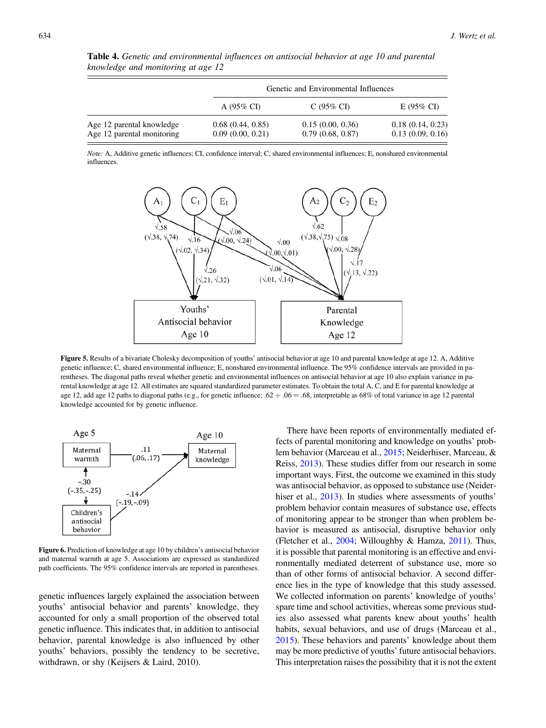**Table 4.** *Genetic and environmental influences on antisocial behavior at age 10 and parental knowledge and monitoring at age 12*

| | Genetic and Environmental Influences | | |
|---|---|---|---|
| | A (95% CI) | C (95% CI) | E (95% CI) |
| Age 12 parental knowledge | 0.68 (0.44, 0.85) | 0.15 (0.00, 0.36) | 0.18 (0.14, 0.23) |
| Age 12 parental monitoring | 0.09 (0.00, 0.21) | 0.79 (0.68, 0.87) | 0.13 (0.09, 0.16) |

*Note:* A, Additive genetic influences; CI, confidence interval; C, shared environmental influences; E, nonshared environmental influences.

**Figure 5.** Results of a bivariate Cholesky decomposition of youths' antisocial behavior at age 10 and parental knowledge at age 12. A, Additive genetic influence; C, shared environmental influence; E, nonshared environmental influence. The 95% confidence intervals are provided in parentheses. The diagonal paths reveal whether genetic and environmental influences on antisocial behavior at age 10 also explain variance in parental knowledge at age 12. All estimates are squared standardized parameter estimates. To obtain the total A, C, and E for parental knowledge at age 12, add age 12 paths to diagonal paths (e.g., for genetic influence: .62 + .06 = .68, interpretable as 68% of total variance in age 12 parental knowledge accounted for by genetic influence.

**Figure 6.** Prediction of knowledge at age 10 by children's antisocial behavior and maternal warmth at age 5. Associations are expressed as standardized path coefficients. The 95% confidence intervals are reported in parentheses.

genetic influences largely explained the association between youths' antisocial behavior and parents' knowledge, they accounted for only a small proportion of the observed total genetic influence. This indicates that, in addition to antisocial behavior, parental knowledge is also influenced by other youths' behaviors, possibly the tendency to be secretive, withdrawn, or shy (Keijsers & Laird, 2010).

There have been reports of environmentally mediated effects of parental monitoring and knowledge on youths' problem behavior (Marceau et al., 2015; Neiderhiser, Marceau, & Reiss, 2013). These studies differ from our research in some important ways. First, the outcome we examined in this study was antisocial behavior, as opposed to substance use (Neiderhiser et al., 2013). In studies where assessments of youths' problem behavior contain measures of substance use, effects of monitoring appear to be stronger than when problem behavior is measured as antisocial, disruptive behavior only (Fletcher et al., 2004; Willoughby & Hamza, 2011). Thus, it is possible that parental monitoring is an effective and environmentally mediated deterrent of substance use, more so than of other forms of antisocial behavior. A second difference lies in the type of knowledge that this study assessed. We collected information on parents' knowledge of youths' spare time and school activities, whereas some previous studies also assessed what parents knew about youths' health habits, sexual behaviors, and use of drugs (Marceau et al., 2015). These behaviors and parents' knowledge about them may be more predictive of youths' future antisocial behaviors. This interpretation raises the possibility that it is not the extent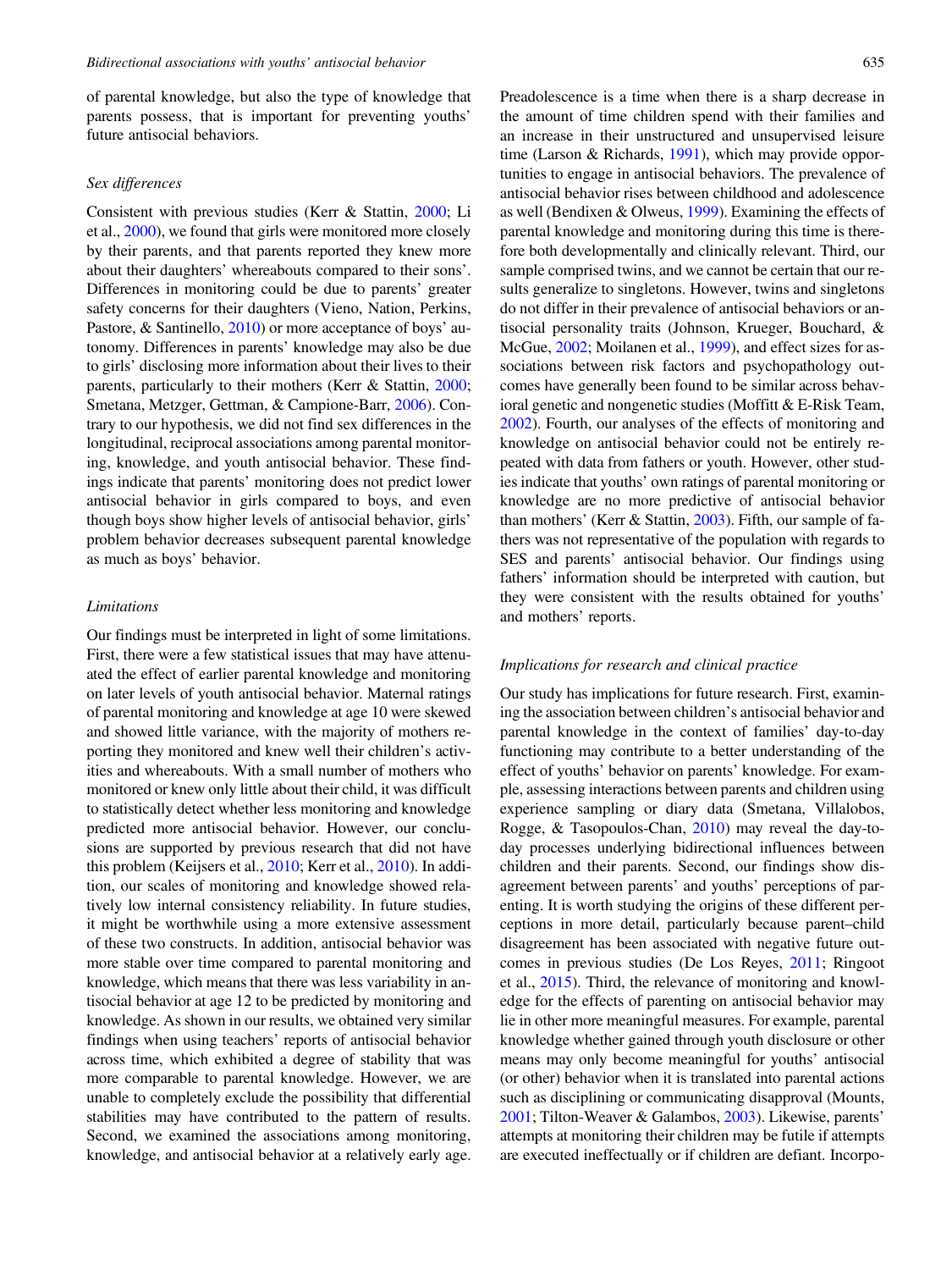of parental knowledge, but also the type of knowledge that parents possess, that is important for preventing youths' future antisocial behaviors.

### Sex differences

Consistent with previous studies (Kerr & Stattin, 2000; Li et al., 2000), we found that girls were monitored more closely by their parents, and that parents reported they knew more about their daughters' whereabouts compared to their sons'. Differences in monitoring could be due to parents' greater safety concerns for their daughters (Vieno, Nation, Perkins, Pastore, & Santinello, 2010) or more acceptance of boys' autonomy. Differences in parents' knowledge may also be due to girls' disclosing more information about their lives to their parents, particularly to their mothers (Kerr & Stattin, 2000; Smetana, Metzger, Gettman, & Campione-Barr, 2006). Contrary to our hypothesis, we did not find sex differences in the longitudinal, reciprocal associations among parental monitoring, knowledge, and youth antisocial behavior. These findings indicate that parents' monitoring does not predict lower antisocial behavior in girls compared to boys, and even though boys show higher levels of antisocial behavior, girls' problem behavior decreases subsequent parental knowledge as much as boys' behavior.

### Limitations

Our findings must be interpreted in light of some limitations. First, there were a few statistical issues that may have attenuated the effect of earlier parental knowledge and monitoring on later levels of youth antisocial behavior. Maternal ratings of parental monitoring and knowledge at age 10 were skewed and showed little variance, with the majority of mothers reporting they monitored and knew well their children's activities and whereabouts. With a small number of mothers who monitored or knew only little about their child, it was difficult to statistically detect whether less monitoring and knowledge predicted more antisocial behavior. However, our conclusions are supported by previous research that did not have this problem (Keijsers et al., 2010; Kerr et al., 2010). In addition, our scales of monitoring and knowledge showed relatively low internal consistency reliability. In future studies, it might be worthwhile using a more extensive assessment of these two constructs. In addition, antisocial behavior was more stable over time compared to parental monitoring and knowledge, which means that there was less variability in antisocial behavior at age 12 to be predicted by monitoring and knowledge. As shown in our results, we obtained very similar findings when using teachers' reports of antisocial behavior across time, which exhibited a degree of stability that was more comparable to parental knowledge. However, we are unable to completely exclude the possibility that differential stabilities may have contributed to the pattern of results. Second, we examined the associations among monitoring, knowledge, and antisocial behavior at a relatively early age. Preadolescence is a time when there is a sharp decrease in the amount of time children spend with their families and an increase in their unstructured and unsupervised leisure time (Larson & Richards, 1991), which may provide opportunities to engage in antisocial behaviors. The prevalence of antisocial behavior rises between childhood and adolescence as well (Bendixen & Olweus, 1999). Examining the effects of parental knowledge and monitoring during this time is therefore both developmentally and clinically relevant. Third, our sample comprised twins, and we cannot be certain that our results generalize to singletons. However, twins and singletons do not differ in their prevalence of antisocial behaviors or antisocial personality traits (Johnson, Krueger, Bouchard, & McGue, 2002; Moilanen et al., 1999), and effect sizes for associations between risk factors and psychopathology outcomes have generally been found to be similar across behavioral genetic and nongenetic studies (Moffitt & E-Risk Team, 2002). Fourth, our analyses of the effects of monitoring and knowledge on antisocial behavior could not be entirely repeated with data from fathers or youth. However, other studies indicate that youths' own ratings of parental monitoring or knowledge are no more predictive of antisocial behavior than mothers' (Kerr & Stattin, 2003). Fifth, our sample of fathers was not representative of the population with regards to SES and parents' antisocial behavior. Our findings using fathers' information should be interpreted with caution, but they were consistent with the results obtained for youths' and mothers' reports.

### Implications for research and clinical practice

Our study has implications for future research. First, examining the association between children's antisocial behavior and parental knowledge in the context of families' day-to-day functioning may contribute to a better understanding of the effect of youths' behavior on parents' knowledge. For example, assessing interactions between parents and children using experience sampling or diary data (Smetana, Villalobos, Rogge, & Tasopoulos-Chan, 2010) may reveal the day-to-day processes underlying bidirectional influences between children and their parents. Second, our findings show disagreement between parents' and youths' perceptions of parenting. It is worth studying the origins of these different perceptions in more detail, particularly because parent–child disagreement has been associated with negative future outcomes in previous studies (De Los Reyes, 2011; Ringoot et al., 2015). Third, the relevance of monitoring and knowledge for the effects of parenting on antisocial behavior may lie in other more meaningful measures. For example, parental knowledge whether gained through youth disclosure or other means may only become meaningful for youths' antisocial (or other) behavior when it is translated into parental actions such as disciplining or communicating disapproval (Mounts, 2001; Tilton-Weaver & Galambos, 2003). Likewise, parents' attempts at monitoring their children may be futile if attempts are executed ineffectually or if children are defiant. Incorpo-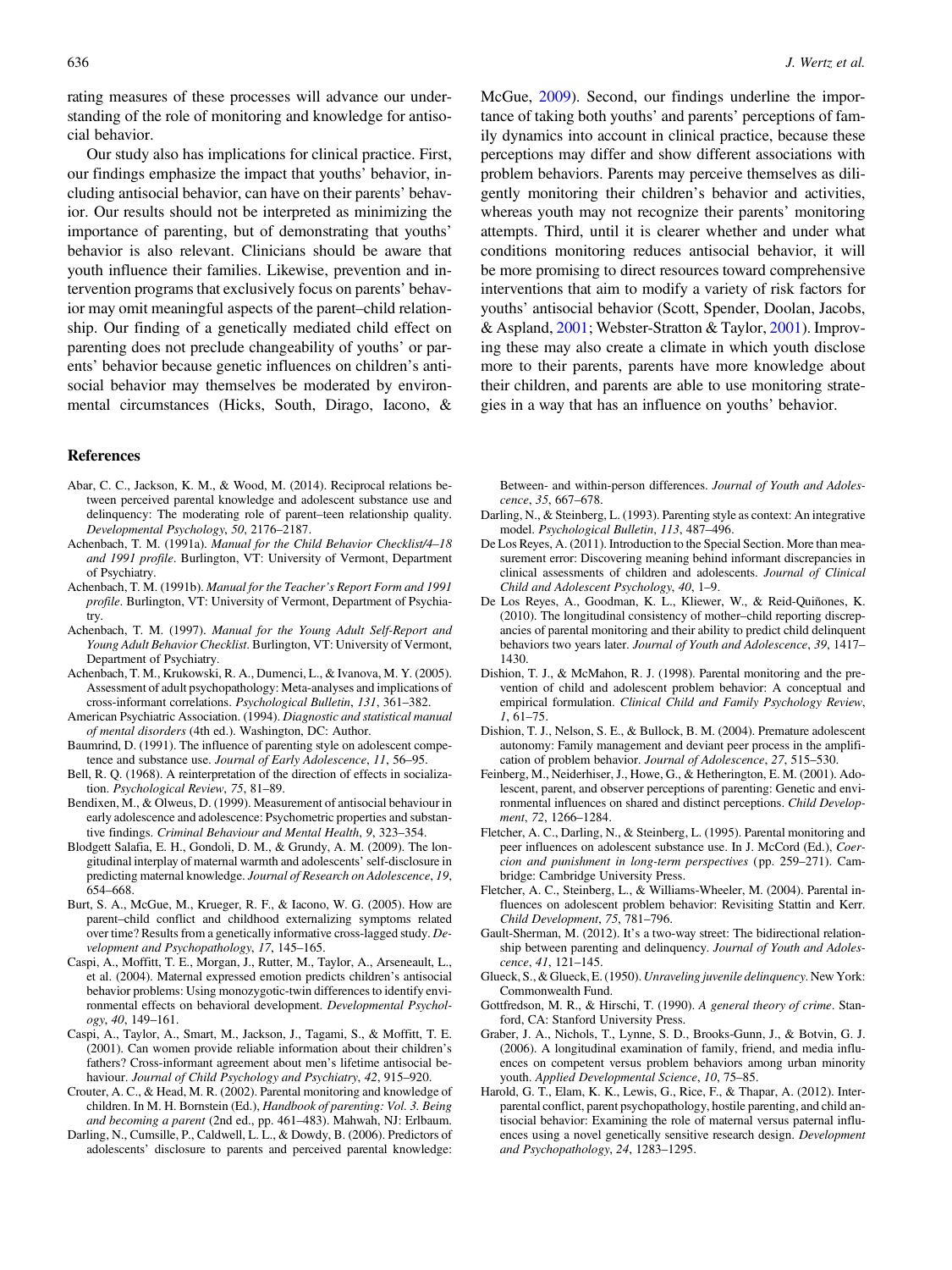rating measures of these processes will advance our understanding of the role of monitoring and knowledge for antisocial behavior.

Our study also has implications for clinical practice. First, our findings emphasize the impact that youths' behavior, including antisocial behavior, can have on their parents' behavior. Our results should not be interpreted as minimizing the importance of parenting, but of demonstrating that youths' behavior is also relevant. Clinicians should be aware that youth influence their families. Likewise, prevention and intervention programs that exclusively focus on parents' behavior may omit meaningful aspects of the parent–child relationship. Our finding of a genetically mediated child effect on parenting does not preclude changeability of youths' or parents' behavior because genetic influences on children's antisocial behavior may themselves be moderated by environmental circumstances (Hicks, South, Dirago, Iacono, & McGue, 2009). Second, our findings underline the importance of taking both youths' and parents' perceptions of family dynamics into account in clinical practice, because these perceptions may differ and show different associations with problem behaviors. Parents may perceive themselves as diligently monitoring their children's behavior and activities, whereas youth may not recognize their parents' monitoring attempts. Third, until it is clearer whether and under what conditions monitoring reduces antisocial behavior, it will be more promising to direct resources toward comprehensive interventions that aim to modify a variety of risk factors for youths' antisocial behavior (Scott, Spender, Doolan, Jacobs, & Aspland, 2001; Webster-Stratton & Taylor, 2001). Improving these may also create a climate in which youth disclose more to their parents, parents have more knowledge about their children, and parents are able to use monitoring strategies in a way that has an influence on youths' behavior.

## References

Abar, C. C., Jackson, K. M., & Wood, M. (2014). Reciprocal relations between perceived parental knowledge and adolescent substance use and delinquency: The moderating role of parent–teen relationship quality. *Developmental Psychology*, *50*, 2176–2187.

Achenbach, T. M. (1991a). *Manual for the Child Behavior Checklist/4–18 and 1991 profile*. Burlington, VT: University of Vermont, Department of Psychiatry.

Achenbach, T. M. (1991b). *Manual for the Teacher's Report Form and 1991 profile*. Burlington, VT: University of Vermont, Department of Psychiatry.

Achenbach, T. M. (1997). *Manual for the Young Adult Self-Report and Young Adult Behavior Checklist*. Burlington, VT: University of Vermont, Department of Psychiatry.

Achenbach, T. M., Krukowski, R. A., Dumenci, L., & Ivanova, M. Y. (2005). Assessment of adult psychopathology: Meta-analyses and implications of cross-informant correlations. *Psychological Bulletin*, *131*, 361–382.

American Psychiatric Association. (1994). *Diagnostic and statistical manual of mental disorders* (4th ed.). Washington, DC: Author.

Baumrind, D. (1991). The influence of parenting style on adolescent competence and substance use. *Journal of Early Adolescence*, *11*, 56–95.

Bell, R. Q. (1968). A reinterpretation of the direction of effects in socialization. *Psychological Review*, *75*, 81–89.

Bendixen, M., & Olweus, D. (1999). Measurement of antisocial behaviour in early adolescence and adolescence: Psychometric properties and substantive findings. *Criminal Behaviour and Mental Health*, *9*, 323–354.

Blodgett Salafia, E. H., Gondoli, D. M., & Grundy, A. M. (2009). The longitudinal interplay of maternal warmth and adolescents' self-disclosure in predicting maternal knowledge. *Journal of Research on Adolescence*, *19*, 654–668.

Burt, S. A., McGue, M., Krueger, R. F., & Iacono, W. G. (2005). How are parent–child conflict and childhood externalizing symptoms related over time? Results from a genetically informative cross-lagged study. *Development and Psychopathology*, *17*, 145–165.

Caspi, A., Moffitt, T. E., Morgan, J., Rutter, M., Taylor, A., Arseneault, L., et al. (2004). Maternal expressed emotion predicts children's antisocial behavior problems: Using monozygotic-twin differences to identify environmental effects on behavioral development. *Developmental Psychology*, *40*, 149–161.

Caspi, A., Taylor, A., Smart, M., Jackson, J., Tagami, S., & Moffitt, T. E. (2001). Can women provide reliable information about their children's fathers? Cross-informant agreement about men's lifetime antisocial behaviour. *Journal of Child Psychology and Psychiatry*, *42*, 915–920.

Crouter, A. C., & Head, M. R. (2002). Parental monitoring and knowledge of children. In M. H. Bornstein (Ed.), *Handbook of parenting: Vol. 3. Being and becoming a parent* (2nd ed., pp. 461–483). Mahwah, NJ: Erlbaum.

Darling, N., Cumsille, P., Caldwell, L. L., & Dowdy, B. (2006). Predictors of adolescents' disclosure to parents and perceived parental knowledge: Between- and within-person differences. *Journal of Youth and Adolescence*, *35*, 667–678.

Darling, N., & Steinberg, L. (1993). Parenting style as context: An integrative model. *Psychological Bulletin*, *113*, 487–496.

De Los Reyes, A. (2011). Introduction to the Special Section. More than measurement error: Discovering meaning behind informant discrepancies in clinical assessments of children and adolescents. *Journal of Clinical Child and Adolescent Psychology*, *40*, 1–9.

De Los Reyes, A., Goodman, K. L., Kliewer, W., & Reid-Quiñones, K. (2010). The longitudinal consistency of mother–child reporting discrepancies of parental monitoring and their ability to predict child delinquent behaviors two years later. *Journal of Youth and Adolescence*, *39*, 1417–1430.

Dishion, T. J., & McMahon, R. J. (1998). Parental monitoring and the prevention of child and adolescent problem behavior: A conceptual and empirical formulation. *Clinical Child and Family Psychology Review*, *1*, 61–75.

Dishion, T. J., Nelson, S. E., & Bullock, B. M. (2004). Premature adolescent autonomy: Family management and deviant peer process in the amplification of problem behavior. *Journal of Adolescence*, *27*, 515–530.

Feinberg, M., Neiderhiser, J., Howe, G., & Hetherington, E. M. (2001). Adolescent, parent, and observer perceptions of parenting: Genetic and environmental influences on shared and distinct perceptions. *Child Development*, *72*, 1266–1284.

Fletcher, A. C., Darling, N., & Steinberg, L. (1995). Parental monitoring and peer influences on adolescent substance use. In J. McCord (Ed.), *Coercion and punishment in long-term perspectives* (pp. 259–271). Cambridge: Cambridge University Press.

Fletcher, A. C., Steinberg, L., & Williams-Wheeler, M. (2004). Parental influences on adolescent problem behavior: Revisiting Stattin and Kerr. *Child Development*, *75*, 781–796.

Gault-Sherman, M. (2012). It's a two-way street: The bidirectional relationship between parenting and delinquency. *Journal of Youth and Adolescence*, *41*, 121–145.

Glueck, S., & Glueck, E. (1950). *Unraveling juvenile delinquency*. New York: Commonwealth Fund.

Gottfredson, M. R., & Hirschi, T. (1990). *A general theory of crime*. Stanford, CA: Stanford University Press.

Graber, J. A., Nichols, T., Lynne, S. D., Brooks-Gunn, J., & Botvin, G. J. (2006). A longitudinal examination of family, friend, and media influences on competent versus problem behaviors among urban minority youth. *Applied Developmental Science*, *10*, 75–85.

Harold, G. T., Elam, K. K., Lewis, G., Rice, F., & Thapar, A. (2012). Interparental conflict, parent psychopathology, hostile parenting, and child antisocial behavior: Examining the role of maternal versus paternal influences using a novel genetically sensitive research design. *Development and Psychopathology*, *24*, 1283–1295.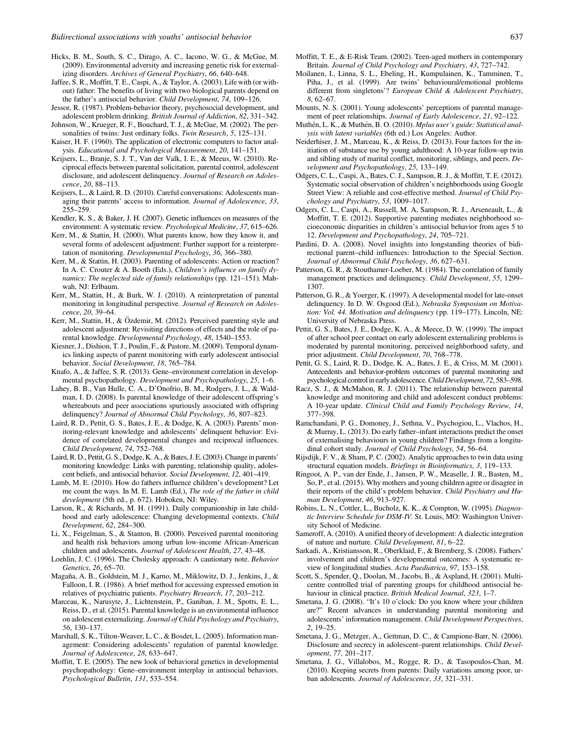Hicks, B. M., South, S. C., Dirago, A. C., Iacono, W. G., & McGue, M. (2009). Environmental adversity and increasing genetic risk for externalizing disorders. *Archives of General Psychiatry*, *66*, 640–648.

Jaffee, S. R., Moffitt, T. E., Caspi, A., & Taylor, A. (2003). Life with (or without) father: The benefits of living with two biological parents depend on the father's antisocial behavior. *Child Development*, *74*, 109–126.

Jessor, R. (1987). Problem-behavior theory, psychosocial development, and adolescent problem drinking. *British Journal of Addiction*, *82*, 331–342.

Johnson, W., Krueger, R. F., Bouchard, T. J., & McGue, M. (2002). The personalities of twins: Just ordinary folks. *Twin Research*, *5*, 125–131.

Kaiser, H. F. (1960). The application of electronic computers to factor analysis. *Educational and Psychological Measurement*, *20*, 141–151.

Keijsers, L., Branje, S. J. T., Van der Valk, I. E., & Meeus, W. (2010). Reciprocal effects between parental solicitation, parental control, adolescent disclosure, and adolescent delinquency. *Journal of Research on Adolescence*, *20*, 88–113.

Keijsers, L., & Laird, R. D. (2010). Careful conversations: Adolescents managing their parents' access to information. *Journal of Adolescence*, *33*, 255–259.

Kendler, K. S., & Baker, J. H. (2007). Genetic influences on measures of the environment: A systematic review. *Psychological Medicine*, *37*, 615–626.

Kerr, M., & Stattin, H. (2000). What parents know, how they know it, and several forms of adolescent adjustment: Further support for a reinterpretation of monitoring. *Developmental Psychology*, *36*, 366–380.

Kerr, M., & Stattin, H. (2003). Parenting of adolescents: Action or reaction? In A. C. Crouter & A. Booth (Eds.), *Children's influence on family dynamics: The neglected side of family relationships* (pp. 121–151). Mahwah, NJ: Erlbaum.

Kerr, M., Stattin, H., & Burk, W. J. (2010). A reinterpretation of parental monitoring in longitudinal perspective. *Journal of Research on Adolescence*, *20*, 39–64.

Kerr, M., Stattin, H., & Özdemir, M. (2012). Perceived parenting style and adolescent adjustment: Revisiting directions of effects and the role of parental knowledge. *Developmental Psychology*, *48*, 1540–1553.

Kiesner, J., Dishion, T. J., Poulin, F., & Pastore, M. (2009). Temporal dynamics linking aspects of parent monitoring with early adolescent antisocial behavior. *Social Development*, *18*, 765–784.

Knafo, A., & Jaffee, S. R. (2013). Gene–environment correlation in developmental psychopathology. *Development and Psychopathology*, *25*, 1–6.

Lahey, B. B., Van Hulle, C. A., D'Onofrio, B. M., Rodgers, J. L., & Waldman, I. D. (2008). Is parental knowledge of their adolescent offspring's whereabouts and peer associations spuriously associated with offspring delinquency? *Journal of Abnormal Child Psychology*, *36*, 807–823.

Laird, R. D., Pettit, G. S., Bates, J. E., & Dodge, K. A. (2003). Parents' monitoring-relevant knowledge and adolescents' delinquent behavior: Evidence of correlated developmental changes and reciprocal influences. *Child Development*, *74*, 752–768.

Laird, R. D., Pettit, G. S., Dodge, K. A., & Bates, J. E. (2003). Change in parents' monitoring knowledge: Links with parenting, relationship quality, adolescent beliefs, and antisocial behavior. *Social Development*, *12*, 401–419.

Lamb, M. E. (2010). How do fathers influence children's development? Let me count the ways. In M. E. Lamb (Ed.), *The role of the father in child development* (5th ed., p. 672). Hoboken, NJ: Wiley.

Larson, R., & Richards, M. H. (1991). Daily companionship in late childhood and early adolescence: Changing developmental contexts. *Child Development*, *62*, 284–300.

Li, X., Feigelman, S., & Stanton, B. (2000). Perceived parental monitoring and health risk behaviors among urban low-income African-American children and adolescents. *Journal of Adolescent Health*, *27*, 43–48.

Loehlin, J. C. (1996). The Cholesky approach: A cautionary note. *Behavior Genetics*, *26*, 65–70.

Magaña, A. B., Goldstein, M. J., Karno, M., Miklowitz, D. J., Jenkins, J., & Falloon, I. R. (1986). A brief method for accessing expressed emotion in relatives of psychiatric patients. *Psychiatry Research*, *17*, 203–212.

Marceau, K., Narusyte, J., Lichtenstein, P., Ganiban, J. M., Spotts, E. L., Reiss, D., et al. (2015). Parental knowledge is an environmental influence on adolescent externalizing. *Journal of Child Psychology and Psychiatry*, *56*, 130–137.

Marshall, S. K., Tilton-Weaver, L. C., & Bosdet, L. (2005). Information management: Considering adolescents' regulation of parental knowledge. *Journal of Adolescence*, *28*, 633–647.

Moffitt, T. E. (2005). The new look of behavioral genetics in developmental psychopathology: Gene–environment interplay in antisocial behaviors. *Psychological Bulletin*, *131*, 533–554.

Moffitt, T. E., & E-Risk Team. (2002). Teen-aged mothers in contemporary Britain. *Journal of Child Psychology and Psychiatry*, *43*, 727–742.

Moilanen, I., Linna, S. L., Ebeling, H., Kumpulainen, K., Tamminen, T., Piha, J., et al. (1999). Are twins' behavioural/emotional problems different from singletons'? *European Child & Adolescent Psychiatry*, *8*, 62–67.

Mounts, N. S. (2001). Young adolescents' perceptions of parental management of peer relationships. *Journal of Early Adolescence*, *21*, 92–122.

Muthén, L. K., & Muthén, B. O. (2010). *Mplus user's guide: Statistical analysis with latent variables* (6th ed.) Los Angeles: Author.

Neiderhiser, J. M., Marceau, K., & Reiss, D. (2013). Four factors for the initiation of substance use by young adulthood: A 10-year follow-up twin and sibling study of marital conflict, monitoring, siblings, and peers. *Development and Psychopathology*, *25*, 133–149.

Odgers, C. L., Caspi, A., Bates, C. J., Sampson, R. J., & Moffitt, T. E. (2012). Systematic social observation of children's neighborhoods using Google Street View: A reliable and cost-effective method. *Journal of Child Psychology and Psychiatry*, *53*, 1009–1017.

Odgers, C. L., Caspi, A., Russell, M. A, Sampson, R. J., Arseneault, L., & Moffitt, T. E. (2012). Supportive parenting mediates neighborhood socioeconomic disparities in children's antisocial behavior from ages 5 to 12. *Development and Psychopathology*, *24*, 705–721.

Pardini, D. A. (2008). Novel insights into longstanding theories of bidirectional parent–child influences: Introduction to the Special Section. *Journal of Abnormal Child Psychology*, *36*, 627–631.

Patterson, G. R., & Stouthamer-Loeber, M. (1984). The correlation of family management practices and delinquency. *Child Development*, *55*, 1299–1307.

Patterson, G. R., & Yoerger, K. (1997). A developmental model for late-onset delinquency. In D. W. Osgood (Ed.), *Nebraska Symposium on Motivation: Vol. 44. Motivation and delinquency* (pp. 119–177). Lincoln, NE: University of Nebraska Press.

Pettit, G. S., Bates, J. E., Dodge, K. A., & Meece, D. W. (1999). The impact of after school peer contact on early adolescent externalizing problems is moderated by parental monitoring, perceived neighborhood safety, and prior adjustment. *Child Development*, *70*, 768–778.

Pettit, G. S., Laird, R. D., Dodge, K. A., Bates, J. E., & Criss, M. M. (2001). Antecedents and behavior-problem outcomes of parental monitoring and psychological control in early adolescence. *Child Development*, *72*, 583–598.

Racz, S. J., & McMahon, R. J. (2011). The relationship between parental knowledge and monitoring and child and adolescent conduct problems: A 10-year update. *Clinical Child and Family Psychology Review*, *14*, 377–398.

Ramchandani, P. G., Domoney, J., Sethna, V., Psychogiou, L., Vlachos, H., & Murray, L. (2013). Do early father–infant interactions predict the onset of externalising behaviours in young children? Findings from a longitudinal cohort study. *Journal of Child Psychology*, *54*, 56–64.

Rijsdijk, F. V., & Sham, P. C. (2002). Analytic approaches to twin data using structural equation models. *Briefings in Bioinformatics*, *3*, 119–133.

Ringoot, A. P., van der Ende, J., Jansen, P. W., Measelle, J. R., Basten, M., So, P., et al. (2015). Why mothers and young children agree or disagree in their reports of the child's problem behavior. *Child Psychiatry and Human Development*, *46*, 913–927.

Robins, L. N., Cottler, L., Bucholz, K. K., & Compton, W. (1995). *Diagnostic Interview Schedule for DSM-IV*. St. Louis, MO: Washington University School of Medicine.

Sameroff, A. (2010). A unified theory of development: A dialectic integration of nature and nurture. *Child Development*, *81*, 6–22.

Sarkadi, A., Kristiansson, R., Oberklaid, F., & Bremberg, S. (2008). Fathers' involvement and children's developmental outcomes: A systematic review of longitudinal studies. *Acta Paediatrica*, *97*, 153–158.

Scott, S., Spender, Q., Doolan, M., Jacobs, B., & Aspland, H. (2001). Multicentre controlled trial of parenting groups for childhood antisocial behaviour in clinical practice. *British Medical Journal*, *323*, 1–7.

Smetana, J. G. (2008). "It's 10 o'clock: Do you know where your children are?" Recent advances in understanding parental monitoring and adolescents' information management. *Child Development Perspectives*, *2*, 19–25.

Smetana, J. G., Metzger, A., Gettman, D. C., & Campione-Barr, N. (2006). Disclosure and secrecy in adolescent–parent relationships. *Child Development*, *77*, 201–217.

Smetana, J. G., Villalobos, M., Rogge, R. D., & Tasopoulos-Chan, M. (2010). Keeping secrets from parents: Daily variations among poor, urban adolescents. *Journal of Adolescence*, *33*, 321–331.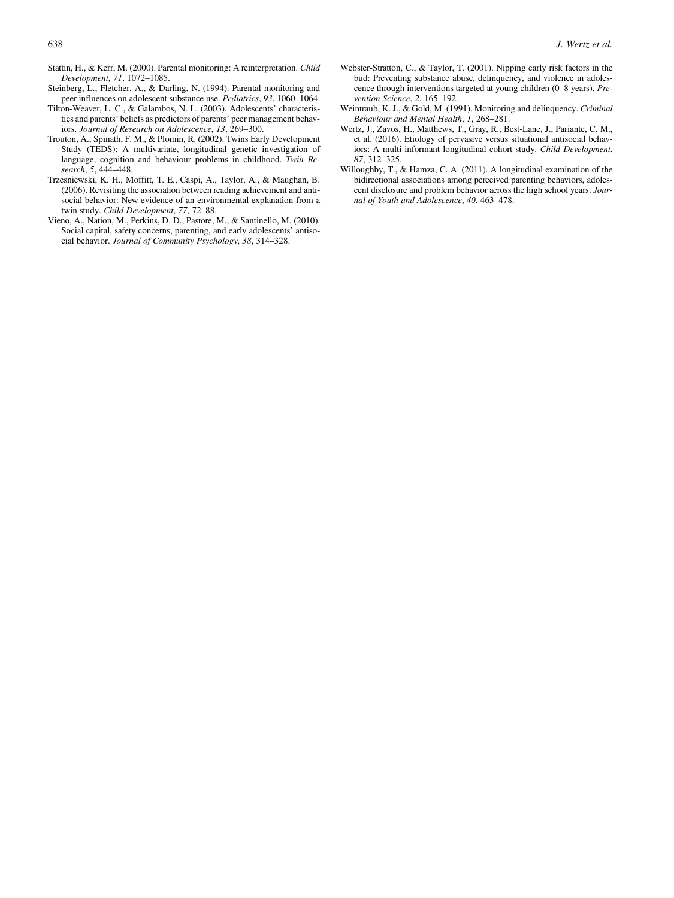Stattin, H., & Kerr, M. (2000). Parental monitoring: A reinterpretation. *Child Development*, *71*, 1072–1085.

Steinberg, L., Fletcher, A., & Darling, N. (1994). Parental monitoring and peer influences on adolescent substance use. *Pediatrics*, *93*, 1060–1064.

Tilton-Weaver, L. C., & Galambos, N. L. (2003). Adolescents' characteristics and parents' beliefs as predictors of parents' peer management behaviors. *Journal of Research on Adolescence*, *13*, 269–300.

Trouton, A., Spinath, F. M., & Plomin, R. (2002). Twins Early Development Study (TEDS): A multivariate, longitudinal genetic investigation of language, cognition and behaviour problems in childhood. *Twin Research*, *5*, 444–448.

Trzesniewski, K. H., Moffitt, T. E., Caspi, A., Taylor, A., & Maughan, B. (2006). Revisiting the association between reading achievement and antisocial behavior: New evidence of an environmental explanation from a twin study. *Child Development*, *77*, 72–88.

Vieno, A., Nation, M., Perkins, D. D., Pastore, M., & Santinello, M. (2010). Social capital, safety concerns, parenting, and early adolescents' antisocial behavior. *Journal of Community Psychology*, *38*, 314–328.

Webster-Stratton, C., & Taylor, T. (2001). Nipping early risk factors in the bud: Preventing substance abuse, delinquency, and violence in adolescence through interventions targeted at young children (0–8 years). *Prevention Science*, *2*, 165–192.

Weintraub, K. J., & Gold, M. (1991). Monitoring and delinquency. *Criminal Behaviour and Mental Health*, *1*, 268–281.

Wertz, J., Zavos, H., Matthews, T., Gray, R., Best-Lane, J., Pariante, C. M., et al. (2016). Etiology of pervasive versus situational antisocial behaviors: A multi-informant longitudinal cohort study. *Child Development*, *87*, 312–325.

Willoughby, T., & Hamza, C. A. (2011). A longitudinal examination of the bidirectional associations among perceived parenting behaviors, adolescent disclosure and problem behavior across the high school years. *Journal of Youth and Adolescence*, *40*, 463–478.